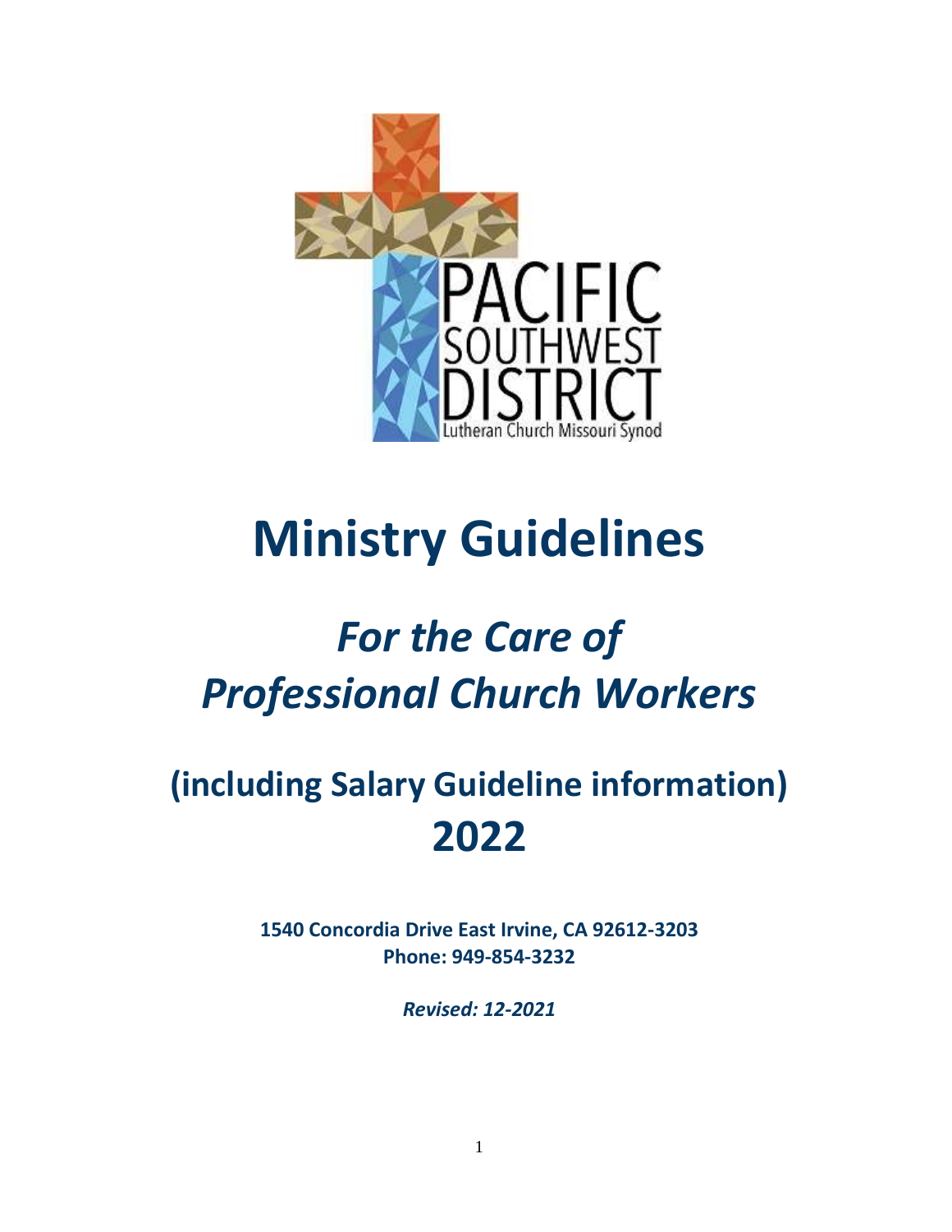# Ministry Guidelines

## *For the Care of Professional Church Workers*

## (including Salary Guideline information) 2022

**1540 Concordia Drive East Irvine, CA 92612-3203**
**Phone: 949-854-3232**

***Revised: 12-2021***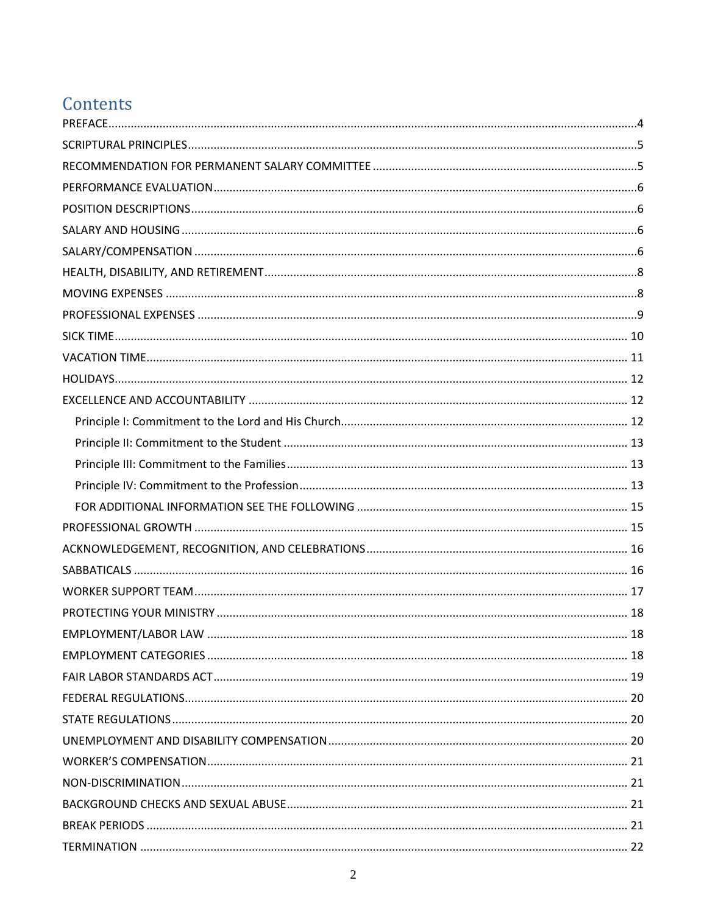# Contents

PREFACE....................................................................................................................................................4

SCRIPTURAL PRINCIPLES...........................................................................................................................5

RECOMMENDATION FOR PERMANENT SALARY COMMITTEE ..................................................................5

PERFORMANCE EVALUATION...................................................................................................................6

POSITION DESCRIPTIONS..........................................................................................................................6

SALARY AND HOUSING .............................................................................................................................6

SALARY/COMPENSATION .........................................................................................................................6

HEALTH, DISABILITY, AND RETIREMENT...................................................................................................8

MOVING EXPENSES ..................................................................................................................................8

PROFESSIONAL EXPENSES ........................................................................................................................9

SICK TIME............................................................................................................................................... 10

VACATION TIME...................................................................................................................................... 11

HOLIDAYS............................................................................................................................................... 12

EXCELLENCE AND ACCOUNTABILITY ..................................................................................................... 12

- Principle I: Commitment to the Lord and His Church......................................................................... 12
- Principle II: Commitment to the Student .......................................................................................... 13
- Principle III: Commitment to the Families.......................................................................................... 13
- Principle IV: Commitment to the Profession..................................................................................... 13
- FOR ADDITIONAL INFORMATION SEE THE FOLLOWING .................................................................... 15

PROFESSIONAL GROWTH ...................................................................................................................... 15

ACKNOWLEDGEMENT, RECOGNITION, AND CELEBRATIONS................................................................. 16

SABBATICALS ......................................................................................................................................... 16

WORKER SUPPORT TEAM....................................................................................................................... 17

PROTECTING YOUR MINISTRY ............................................................................................................... 18

EMPLOYMENT/LABOR LAW .................................................................................................................. 18

EMPLOYMENT CATEGORIES .................................................................................................................. 18

FAIR LABOR STANDARDS ACT................................................................................................................. 19

FEDERAL REGULATIONS.......................................................................................................................... 20

STATE REGULATIONS.............................................................................................................................. 20

UNEMPLOYMENT AND DISABILITY COMPENSATION ............................................................................. 20

WORKER'S COMPENSATION................................................................................................................... 21

NON-DISCRIMINATION........................................................................................................................... 21

BACKGROUND CHECKS AND SEXUAL ABUSE.......................................................................................... 21

BREAK PERIODS ..................................................................................................................................... 21

TERMINATION ....................................................................................................................................... 22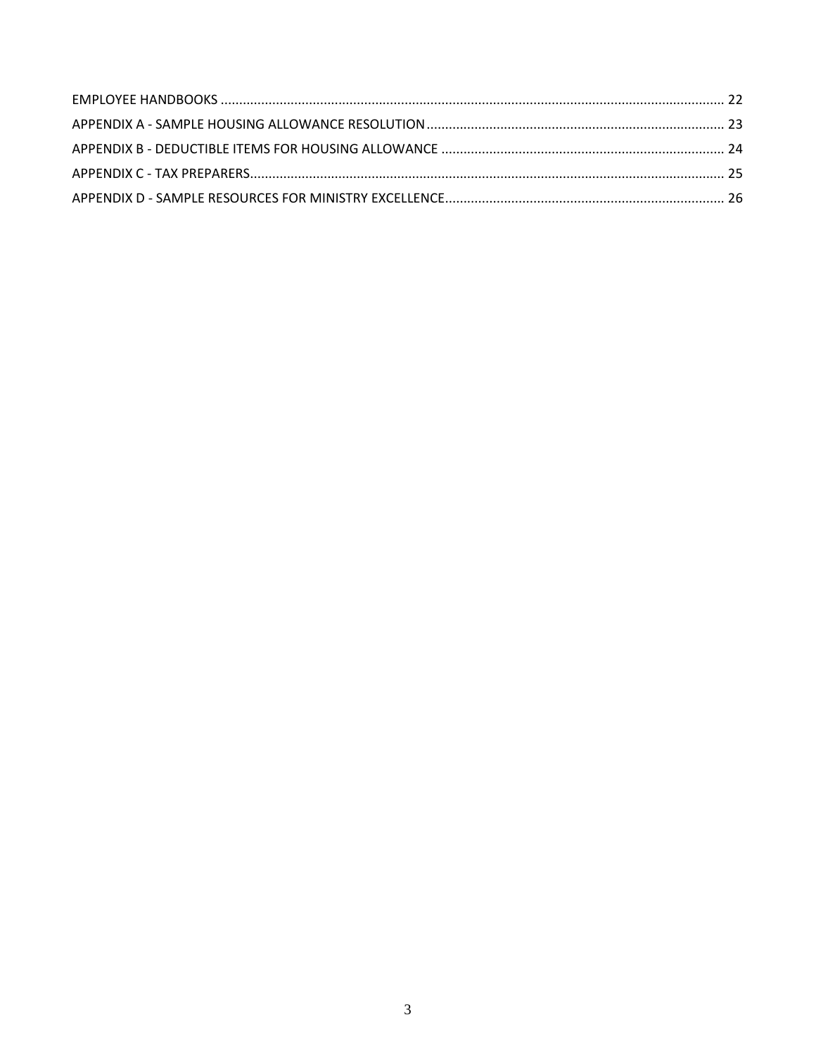EMPLOYEE HANDBOOKS ........................................................................................................................................ 22

APPENDIX A - SAMPLE HOUSING ALLOWANCE RESOLUTION ................................................................................ 23

APPENDIX B - DEDUCTIBLE ITEMS FOR HOUSING ALLOWANCE ............................................................................ 24

APPENDIX C - TAX PREPARERS ................................................................................................................................ 25

APPENDIX D - SAMPLE RESOURCES FOR MINISTRY EXCELLENCE ........................................................................... 26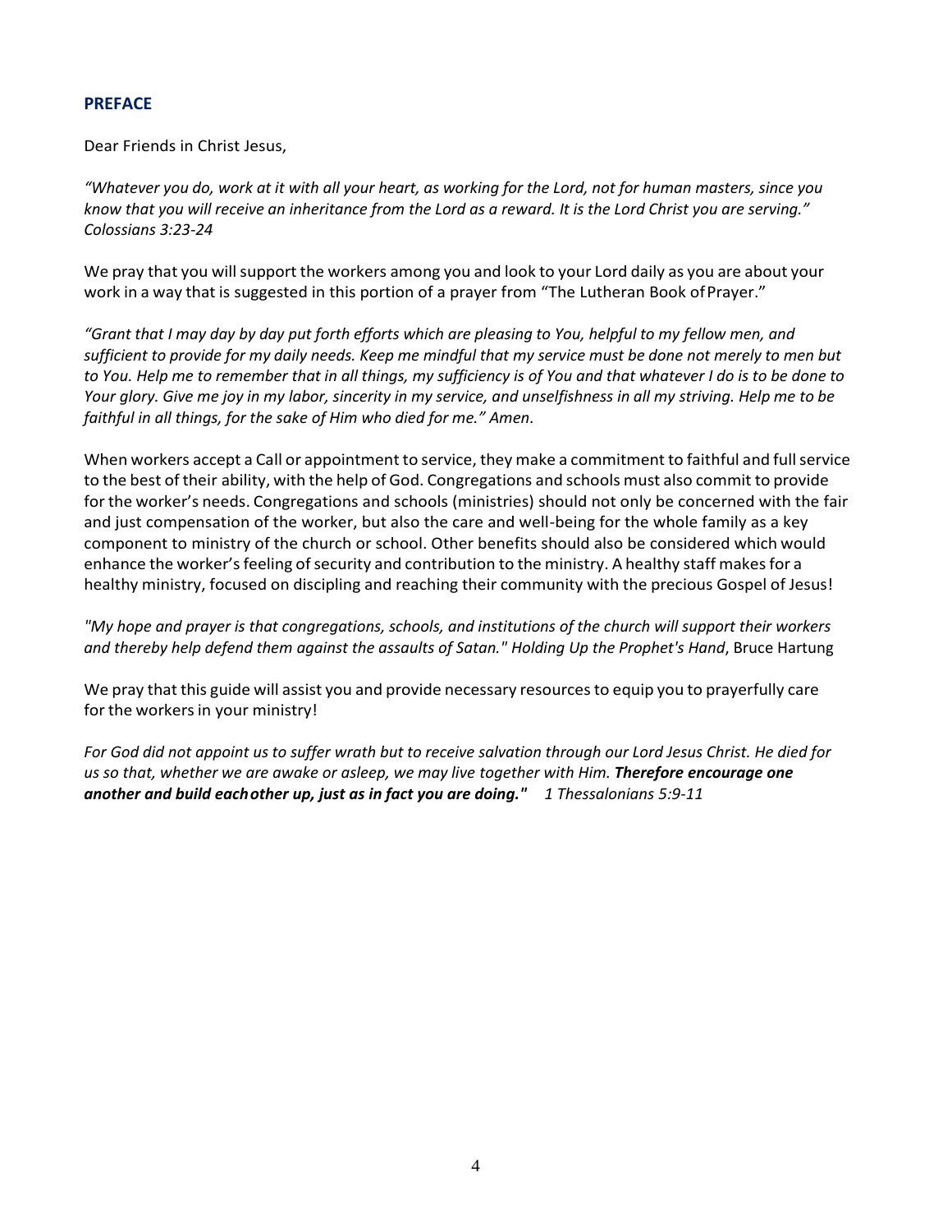## PREFACE

Dear Friends in Christ Jesus,

*"Whatever you do, work at it with all your heart, as working for the Lord, not for human masters, since you know that you will receive an inheritance from the Lord as a reward. It is the Lord Christ you are serving." Colossians 3:23-24*

We pray that you will support the workers among you and look to your Lord daily as you are about your work in a way that is suggested in this portion of a prayer from "The Lutheran Book of Prayer."

*"Grant that I may day by day put forth efforts which are pleasing to You, helpful to my fellow men, and sufficient to provide for my daily needs. Keep me mindful that my service must be done not merely to men but to You. Help me to remember that in all things, my sufficiency is of You and that whatever I do is to be done to Your glory. Give me joy in my labor, sincerity in my service, and unselfishness in all my striving. Help me to be faithful in all things, for the sake of Him who died for me." Amen.*

When workers accept a Call or appointment to service, they make a commitment to faithful and full service to the best of their ability, with the help of God. Congregations and schools must also commit to provide for the worker's needs. Congregations and schools (ministries) should not only be concerned with the fair and just compensation of the worker, but also the care and well-being for the whole family as a key component to ministry of the church or school. Other benefits should also be considered which would enhance the worker's feeling of security and contribution to the ministry. A healthy staff makes for a healthy ministry, focused on discipling and reaching their community with the precious Gospel of Jesus!

*"My hope and prayer is that congregations, schools, and institutions of the church will support their workers and thereby help defend them against the assaults of Satan." Holding Up the Prophet's Hand*, Bruce Hartung

We pray that this guide will assist you and provide necessary resources to equip you to prayerfully care for the workers in your ministry!

*For God did not appoint us to suffer wrath but to receive salvation through our Lord Jesus Christ. He died for us so that, whether we are awake or asleep, we may live together with Him.* ***Therefore encourage one another and build each other up, just as in fact you are doing."*** *1 Thessalonians 5:9-11*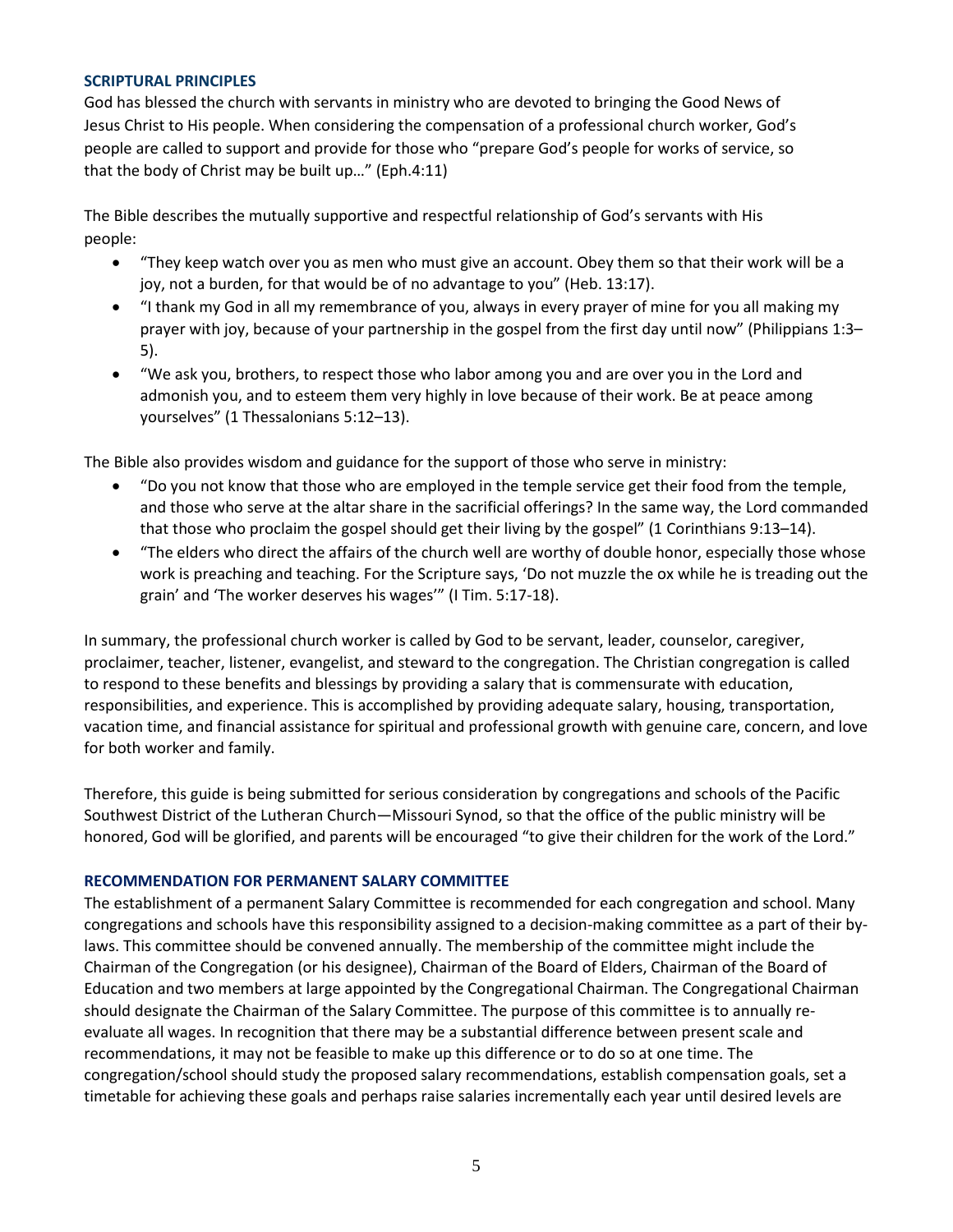## SCRIPTURAL PRINCIPLES

God has blessed the church with servants in ministry who are devoted to bringing the Good News of Jesus Christ to His people. When considering the compensation of a professional church worker, God's people are called to support and provide for those who "prepare God's people for works of service, so that the body of Christ may be built up…" (Eph.4:11)

The Bible describes the mutually supportive and respectful relationship of God's servants with His people:

- "They keep watch over you as men who must give an account. Obey them so that their work will be a joy, not a burden, for that would be of no advantage to you" (Heb. 13:17).
- "I thank my God in all my remembrance of you, always in every prayer of mine for you all making my prayer with joy, because of your partnership in the gospel from the first day until now" (Philippians 1:3–5).
- "We ask you, brothers, to respect those who labor among you and are over you in the Lord and admonish you, and to esteem them very highly in love because of their work. Be at peace among yourselves" (1 Thessalonians 5:12–13).

The Bible also provides wisdom and guidance for the support of those who serve in ministry:

- "Do you not know that those who are employed in the temple service get their food from the temple, and those who serve at the altar share in the sacrificial offerings? In the same way, the Lord commanded that those who proclaim the gospel should get their living by the gospel" (1 Corinthians 9:13–14).
- "The elders who direct the affairs of the church well are worthy of double honor, especially those whose work is preaching and teaching. For the Scripture says, 'Do not muzzle the ox while he is treading out the grain' and 'The worker deserves his wages'" (I Tim. 5:17-18).

In summary, the professional church worker is called by God to be servant, leader, counselor, caregiver, proclaimer, teacher, listener, evangelist, and steward to the congregation. The Christian congregation is called to respond to these benefits and blessings by providing a salary that is commensurate with education, responsibilities, and experience. This is accomplished by providing adequate salary, housing, transportation, vacation time, and financial assistance for spiritual and professional growth with genuine care, concern, and love for both worker and family.

Therefore, this guide is being submitted for serious consideration by congregations and schools of the Pacific Southwest District of the Lutheran Church—Missouri Synod, so that the office of the public ministry will be honored, God will be glorified, and parents will be encouraged "to give their children for the work of the Lord."

## RECOMMENDATION FOR PERMANENT SALARY COMMITTEE

The establishment of a permanent Salary Committee is recommended for each congregation and school. Many congregations and schools have this responsibility assigned to a decision-making committee as a part of their by-laws. This committee should be convened annually. The membership of the committee might include the Chairman of the Congregation (or his designee), Chairman of the Board of Elders, Chairman of the Board of Education and two members at large appointed by the Congregational Chairman. The Congregational Chairman should designate the Chairman of the Salary Committee. The purpose of this committee is to annually re-evaluate all wages. In recognition that there may be a substantial difference between present scale and recommendations, it may not be feasible to make up this difference or to do so at one time. The congregation/school should study the proposed salary recommendations, establish compensation goals, set a timetable for achieving these goals and perhaps raise salaries incrementally each year until desired levels are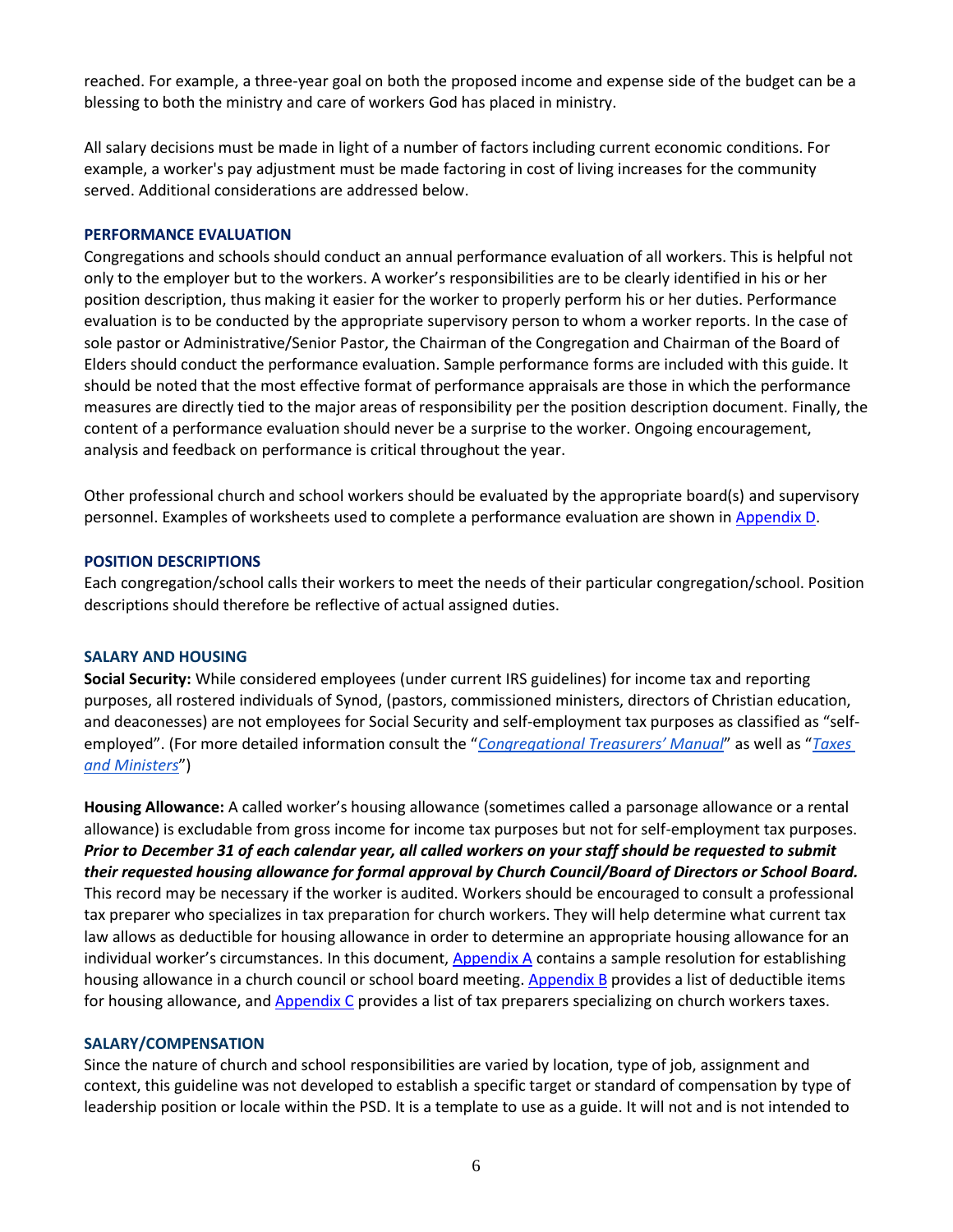reached. For example, a three-year goal on both the proposed income and expense side of the budget can be a blessing to both the ministry and care of workers God has placed in ministry.

All salary decisions must be made in light of a number of factors including current economic conditions. For example, a worker's pay adjustment must be made factoring in cost of living increases for the community served. Additional considerations are addressed below.

### PERFORMANCE EVALUATION

Congregations and schools should conduct an annual performance evaluation of all workers. This is helpful not only to the employer but to the workers. A worker's responsibilities are to be clearly identified in his or her position description, thus making it easier for the worker to properly perform his or her duties. Performance evaluation is to be conducted by the appropriate supervisory person to whom a worker reports. In the case of sole pastor or Administrative/Senior Pastor, the Chairman of the Congregation and Chairman of the Board of Elders should conduct the performance evaluation. Sample performance forms are included with this guide. It should be noted that the most effective format of performance appraisals are those in which the performance measures are directly tied to the major areas of responsibility per the position description document. Finally, the content of a performance evaluation should never be a surprise to the worker. Ongoing encouragement, analysis and feedback on performance is critical throughout the year.

Other professional church and school workers should be evaluated by the appropriate board(s) and supervisory personnel. Examples of worksheets used to complete a performance evaluation are shown in Appendix D.

### POSITION DESCRIPTIONS

Each congregation/school calls their workers to meet the needs of their particular congregation/school. Position descriptions should therefore be reflective of actual assigned duties.

### SALARY AND HOUSING

**Social Security:** While considered employees (under current IRS guidelines) for income tax and reporting purposes, all rostered individuals of Synod, (pastors, commissioned ministers, directors of Christian education, and deaconesses) are not employees for Social Security and self-employment tax purposes as classified as "self-employed". (For more detailed information consult the "*Congregational Treasurers' Manual*" as well as "*Taxes and Ministers*")

**Housing Allowance:** A called worker's housing allowance (sometimes called a parsonage allowance or a rental allowance) is excludable from gross income for income tax purposes but not for self-employment tax purposes. ***Prior to December 31 of each calendar year, all called workers on your staff should be requested to submit their requested housing allowance for formal approval by Church Council/Board of Directors or School Board.*** This record may be necessary if the worker is audited. Workers should be encouraged to consult a professional tax preparer who specializes in tax preparation for church workers. They will help determine what current tax law allows as deductible for housing allowance in order to determine an appropriate housing allowance for an individual worker's circumstances. In this document, Appendix A contains a sample resolution for establishing housing allowance in a church council or school board meeting. Appendix B provides a list of deductible items for housing allowance, and Appendix C provides a list of tax preparers specializing on church workers taxes.

### SALARY/COMPENSATION

Since the nature of church and school responsibilities are varied by location, type of job, assignment and context, this guideline was not developed to establish a specific target or standard of compensation by type of leadership position or locale within the PSD. It is a template to use as a guide. It will not and is not intended to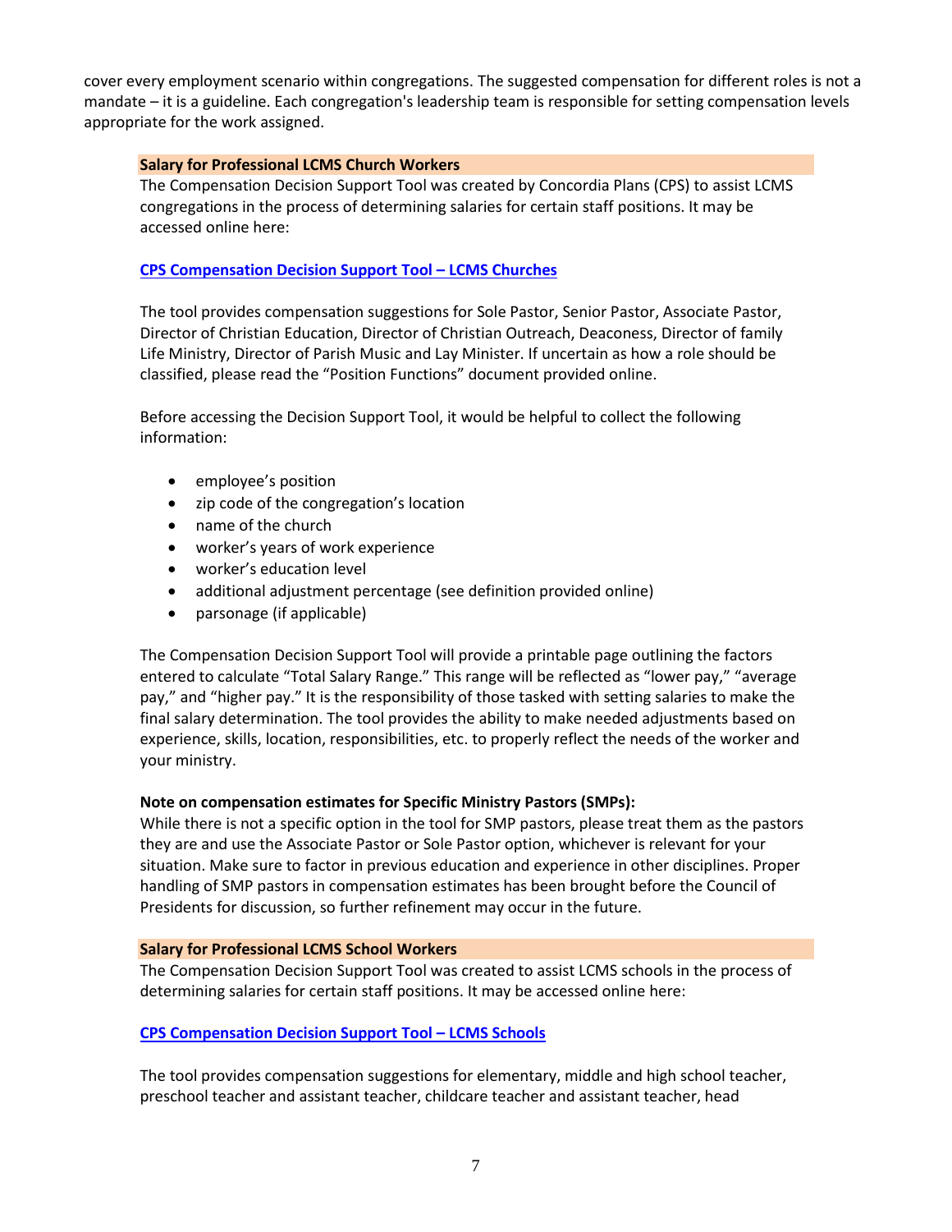cover every employment scenario within congregations. The suggested compensation for different roles is not a mandate – it is a guideline. Each congregation's leadership team is responsible for setting compensation levels appropriate for the work assigned.

### Salary for Professional LCMS Church Workers

The Compensation Decision Support Tool was created by Concordia Plans (CPS) to assist LCMS congregations in the process of determining salaries for certain staff positions. It may be accessed online here:

**CPS Compensation Decision Support Tool – LCMS Churches**

The tool provides compensation suggestions for Sole Pastor, Senior Pastor, Associate Pastor, Director of Christian Education, Director of Christian Outreach, Deaconess, Director of family Life Ministry, Director of Parish Music and Lay Minister. If uncertain as how a role should be classified, please read the "Position Functions" document provided online.

Before accessing the Decision Support Tool, it would be helpful to collect the following information:

- employee's position
- zip code of the congregation's location
- name of the church
- worker's years of work experience
- worker's education level
- additional adjustment percentage (see definition provided online)
- parsonage (if applicable)

The Compensation Decision Support Tool will provide a printable page outlining the factors entered to calculate "Total Salary Range." This range will be reflected as "lower pay," "average pay," and "higher pay." It is the responsibility of those tasked with setting salaries to make the final salary determination. The tool provides the ability to make needed adjustments based on experience, skills, location, responsibilities, etc. to properly reflect the needs of the worker and your ministry.

**Note on compensation estimates for Specific Ministry Pastors (SMPs):**
While there is not a specific option in the tool for SMP pastors, please treat them as the pastors they are and use the Associate Pastor or Sole Pastor option, whichever is relevant for your situation. Make sure to factor in previous education and experience in other disciplines. Proper handling of SMP pastors in compensation estimates has been brought before the Council of Presidents for discussion, so further refinement may occur in the future.

### Salary for Professional LCMS School Workers

The Compensation Decision Support Tool was created to assist LCMS schools in the process of determining salaries for certain staff positions. It may be accessed online here:

**CPS Compensation Decision Support Tool – LCMS Schools**

The tool provides compensation suggestions for elementary, middle and high school teacher, preschool teacher and assistant teacher, childcare teacher and assistant teacher, head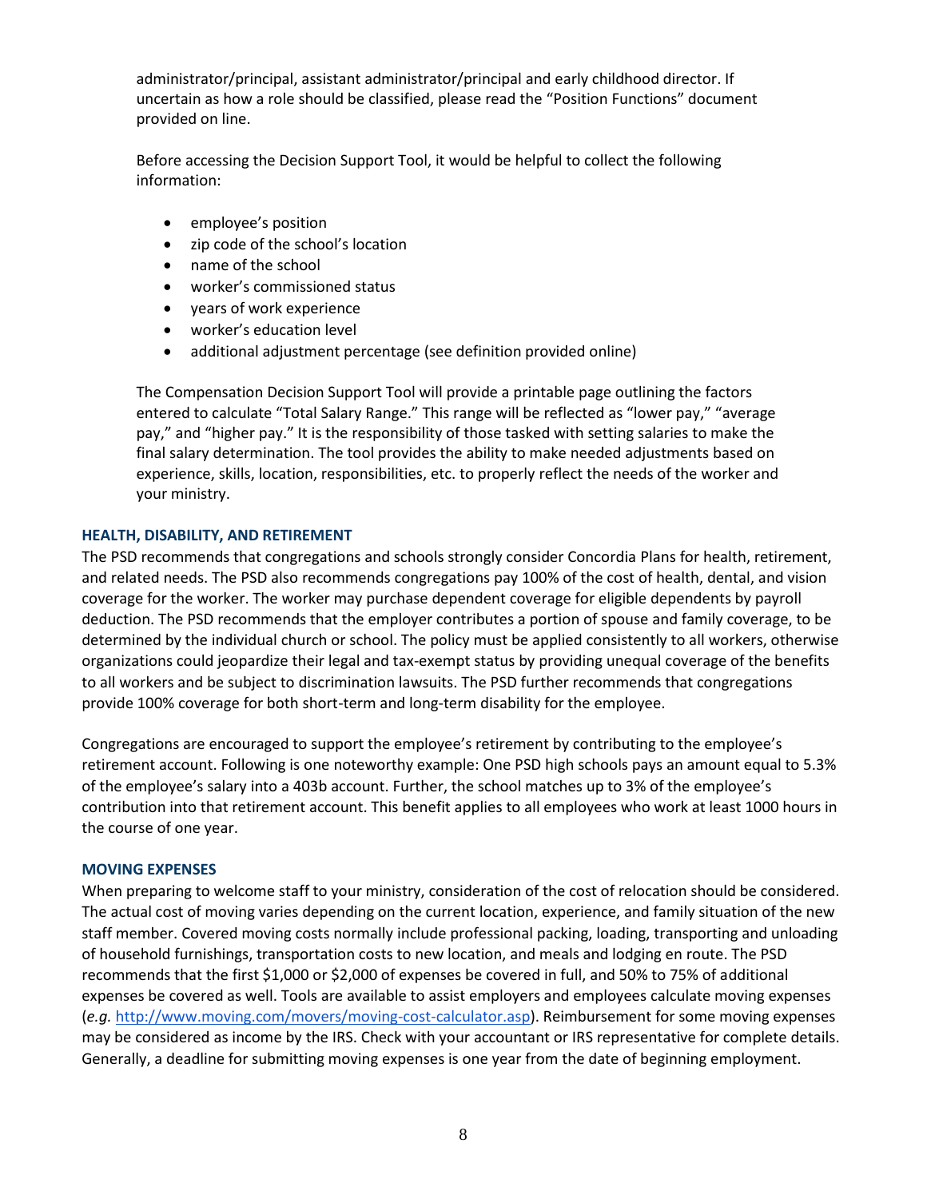administrator/principal, assistant administrator/principal and early childhood director. If uncertain as how a role should be classified, please read the "Position Functions" document provided on line.

Before accessing the Decision Support Tool, it would be helpful to collect the following information:

- employee's position
- zip code of the school's location
- name of the school
- worker's commissioned status
- years of work experience
- worker's education level
- additional adjustment percentage (see definition provided online)

The Compensation Decision Support Tool will provide a printable page outlining the factors entered to calculate "Total Salary Range." This range will be reflected as "lower pay," "average pay," and "higher pay." It is the responsibility of those tasked with setting salaries to make the final salary determination. The tool provides the ability to make needed adjustments based on experience, skills, location, responsibilities, etc. to properly reflect the needs of the worker and your ministry.

### HEALTH, DISABILITY, AND RETIREMENT

The PSD recommends that congregations and schools strongly consider Concordia Plans for health, retirement, and related needs. The PSD also recommends congregations pay 100% of the cost of health, dental, and vision coverage for the worker. The worker may purchase dependent coverage for eligible dependents by payroll deduction. The PSD recommends that the employer contributes a portion of spouse and family coverage, to be determined by the individual church or school. The policy must be applied consistently to all workers, otherwise organizations could jeopardize their legal and tax-exempt status by providing unequal coverage of the benefits to all workers and be subject to discrimination lawsuits. The PSD further recommends that congregations provide 100% coverage for both short-term and long-term disability for the employee.

Congregations are encouraged to support the employee's retirement by contributing to the employee's retirement account. Following is one noteworthy example: One PSD high schools pays an amount equal to 5.3% of the employee's salary into a 403b account. Further, the school matches up to 3% of the employee's contribution into that retirement account. This benefit applies to all employees who work at least 1000 hours in the course of one year.

### MOVING EXPENSES

When preparing to welcome staff to your ministry, consideration of the cost of relocation should be considered. The actual cost of moving varies depending on the current location, experience, and family situation of the new staff member. Covered moving costs normally include professional packing, loading, transporting and unloading of household furnishings, transportation costs to new location, and meals and lodging en route. The PSD recommends that the first $1,000 or $2,000 of expenses be covered in full, and 50% to 75% of additional expenses be covered as well. Tools are available to assist employers and employees calculate moving expenses (*e.g.* http://www.moving.com/movers/moving-cost-calculator.asp). Reimbursement for some moving expenses may be considered as income by the IRS. Check with your accountant or IRS representative for complete details. Generally, a deadline for submitting moving expenses is one year from the date of beginning employment.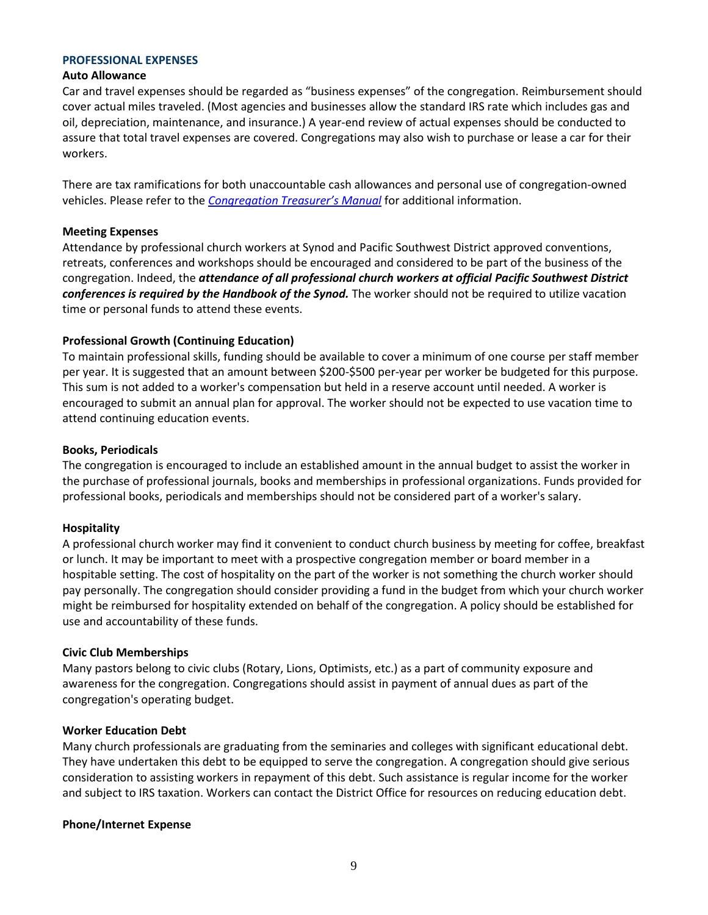## PROFESSIONAL EXPENSES

### Auto Allowance

Car and travel expenses should be regarded as "business expenses" of the congregation. Reimbursement should cover actual miles traveled. (Most agencies and businesses allow the standard IRS rate which includes gas and oil, depreciation, maintenance, and insurance.) A year-end review of actual expenses should be conducted to assure that total travel expenses are covered. Congregations may also wish to purchase or lease a car for their workers.

There are tax ramifications for both unaccountable cash allowances and personal use of congregation-owned vehicles. Please refer to the *Congregation Treasurer's Manual* for additional information.

### Meeting Expenses

Attendance by professional church workers at Synod and Pacific Southwest District approved conventions, retreats, conferences and workshops should be encouraged and considered to be part of the business of the congregation. Indeed, the ***attendance of all professional church workers at official Pacific Southwest District conferences is required by the Handbook of the Synod.*** The worker should not be required to utilize vacation time or personal funds to attend these events.

### Professional Growth (Continuing Education)

To maintain professional skills, funding should be available to cover a minimum of one course per staff member per year. It is suggested that an amount between $200-$500 per-year per worker be budgeted for this purpose. This sum is not added to a worker's compensation but held in a reserve account until needed. A worker is encouraged to submit an annual plan for approval. The worker should not be expected to use vacation time to attend continuing education events.

### Books, Periodicals

The congregation is encouraged to include an established amount in the annual budget to assist the worker in the purchase of professional journals, books and memberships in professional organizations. Funds provided for professional books, periodicals and memberships should not be considered part of a worker's salary.

### Hospitality

A professional church worker may find it convenient to conduct church business by meeting for coffee, breakfast or lunch. It may be important to meet with a prospective congregation member or board member in a hospitable setting. The cost of hospitality on the part of the worker is not something the church worker should pay personally. The congregation should consider providing a fund in the budget from which your church worker might be reimbursed for hospitality extended on behalf of the congregation. A policy should be established for use and accountability of these funds.

### Civic Club Memberships

Many pastors belong to civic clubs (Rotary, Lions, Optimists, etc.) as a part of community exposure and awareness for the congregation. Congregations should assist in payment of annual dues as part of the congregation's operating budget.

### Worker Education Debt

Many church professionals are graduating from the seminaries and colleges with significant educational debt. They have undertaken this debt to be equipped to serve the congregation. A congregation should give serious consideration to assisting workers in repayment of this debt. Such assistance is regular income for the worker and subject to IRS taxation. Workers can contact the District Office for resources on reducing education debt.

### Phone/Internet Expense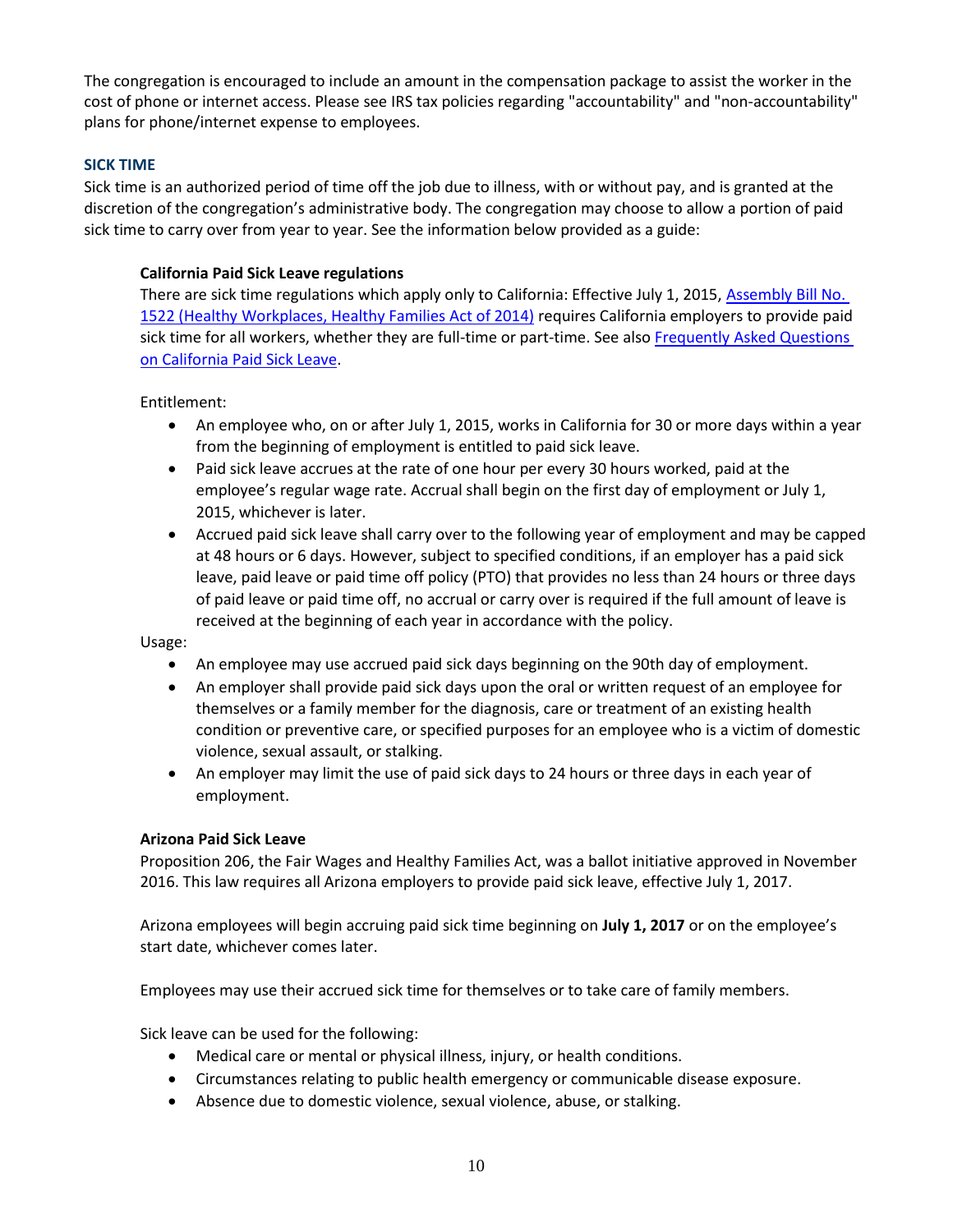The congregation is encouraged to include an amount in the compensation package to assist the worker in the cost of phone or internet access. Please see IRS tax policies regarding "accountability" and "non-accountability" plans for phone/internet expense to employees.

## SICK TIME

Sick time is an authorized period of time off the job due to illness, with or without pay, and is granted at the discretion of the congregation's administrative body. The congregation may choose to allow a portion of paid sick time to carry over from year to year. See the information below provided as a guide:

### California Paid Sick Leave regulations

There are sick time regulations which apply only to California: Effective July 1, 2015, Assembly Bill No. 1522 (Healthy Workplaces, Healthy Families Act of 2014) requires California employers to provide paid sick time for all workers, whether they are full-time or part-time. See also Frequently Asked Questions on California Paid Sick Leave.

Entitlement:

- An employee who, on or after July 1, 2015, works in California for 30 or more days within a year from the beginning of employment is entitled to paid sick leave.
- Paid sick leave accrues at the rate of one hour per every 30 hours worked, paid at the employee's regular wage rate. Accrual shall begin on the first day of employment or July 1, 2015, whichever is later.
- Accrued paid sick leave shall carry over to the following year of employment and may be capped at 48 hours or 6 days. However, subject to specified conditions, if an employer has a paid sick leave, paid leave or paid time off policy (PTO) that provides no less than 24 hours or three days of paid leave or paid time off, no accrual or carry over is required if the full amount of leave is received at the beginning of each year in accordance with the policy.

Usage:

- An employee may use accrued paid sick days beginning on the 90th day of employment.
- An employer shall provide paid sick days upon the oral or written request of an employee for themselves or a family member for the diagnosis, care or treatment of an existing health condition or preventive care, or specified purposes for an employee who is a victim of domestic violence, sexual assault, or stalking.
- An employer may limit the use of paid sick days to 24 hours or three days in each year of employment.

### Arizona Paid Sick Leave

Proposition 206, the Fair Wages and Healthy Families Act, was a ballot initiative approved in November 2016. This law requires all Arizona employers to provide paid sick leave, effective July 1, 2017.

Arizona employees will begin accruing paid sick time beginning on **July 1, 2017** or on the employee's start date, whichever comes later.

Employees may use their accrued sick time for themselves or to take care of family members.

Sick leave can be used for the following:

- Medical care or mental or physical illness, injury, or health conditions.
- Circumstances relating to public health emergency or communicable disease exposure.
- Absence due to domestic violence, sexual violence, abuse, or stalking.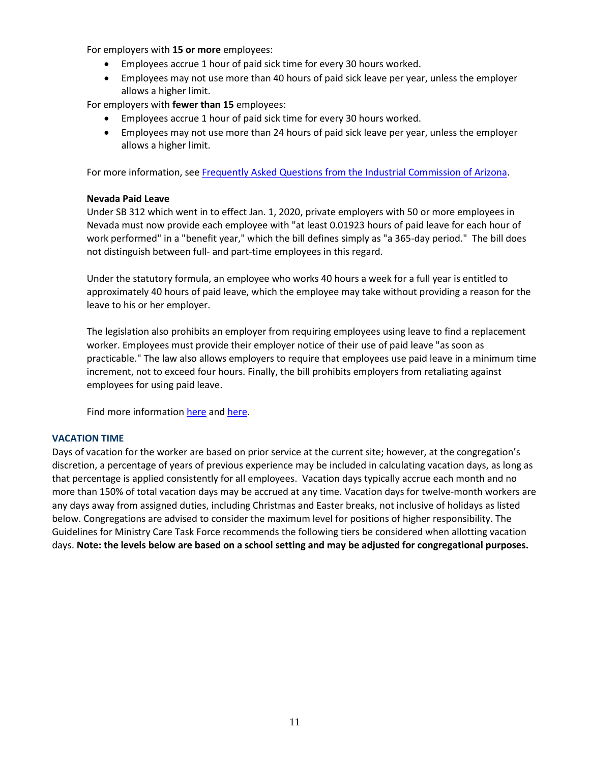For employers with **15 or more** employees:

- Employees accrue 1 hour of paid sick time for every 30 hours worked.
- Employees may not use more than 40 hours of paid sick leave per year, unless the employer allows a higher limit.

For employers with **fewer than 15** employees:

- Employees accrue 1 hour of paid sick time for every 30 hours worked.
- Employees may not use more than 24 hours of paid sick leave per year, unless the employer allows a higher limit.

For more information, see [Frequently Asked Questions from the Industrial Commission of Arizona]().

**Nevada Paid Leave**

Under SB 312 which went in to effect Jan. 1, 2020, private employers with 50 or more employees in Nevada must now provide each employee with "at least 0.01923 hours of paid leave for each hour of work performed" in a "benefit year," which the bill defines simply as "a 365-day period." The bill does not distinguish between full- and part-time employees in this regard.

Under the statutory formula, an employee who works 40 hours a week for a full year is entitled to approximately 40 hours of paid leave, which the employee may take without providing a reason for the leave to his or her employer.

The legislation also prohibits an employer from requiring employees using leave to find a replacement worker. Employees must provide their employer notice of their use of paid leave "as soon as practicable." The law also allows employers to require that employees use paid leave in a minimum time increment, not to exceed four hours. Finally, the bill prohibits employers from retaliating against employees for using paid leave.

Find more information [here]() and [here]().

## VACATION TIME

Days of vacation for the worker are based on prior service at the current site; however, at the congregation's discretion, a percentage of years of previous experience may be included in calculating vacation days, as long as that percentage is applied consistently for all employees. Vacation days typically accrue each month and no more than 150% of total vacation days may be accrued at any time. Vacation days for twelve-month workers are any days away from assigned duties, including Christmas and Easter breaks, not inclusive of holidays as listed below. Congregations are advised to consider the maximum level for positions of higher responsibility. The Guidelines for Ministry Care Task Force recommends the following tiers be considered when allotting vacation days. **Note: the levels below are based on a school setting and may be adjusted for congregational purposes.**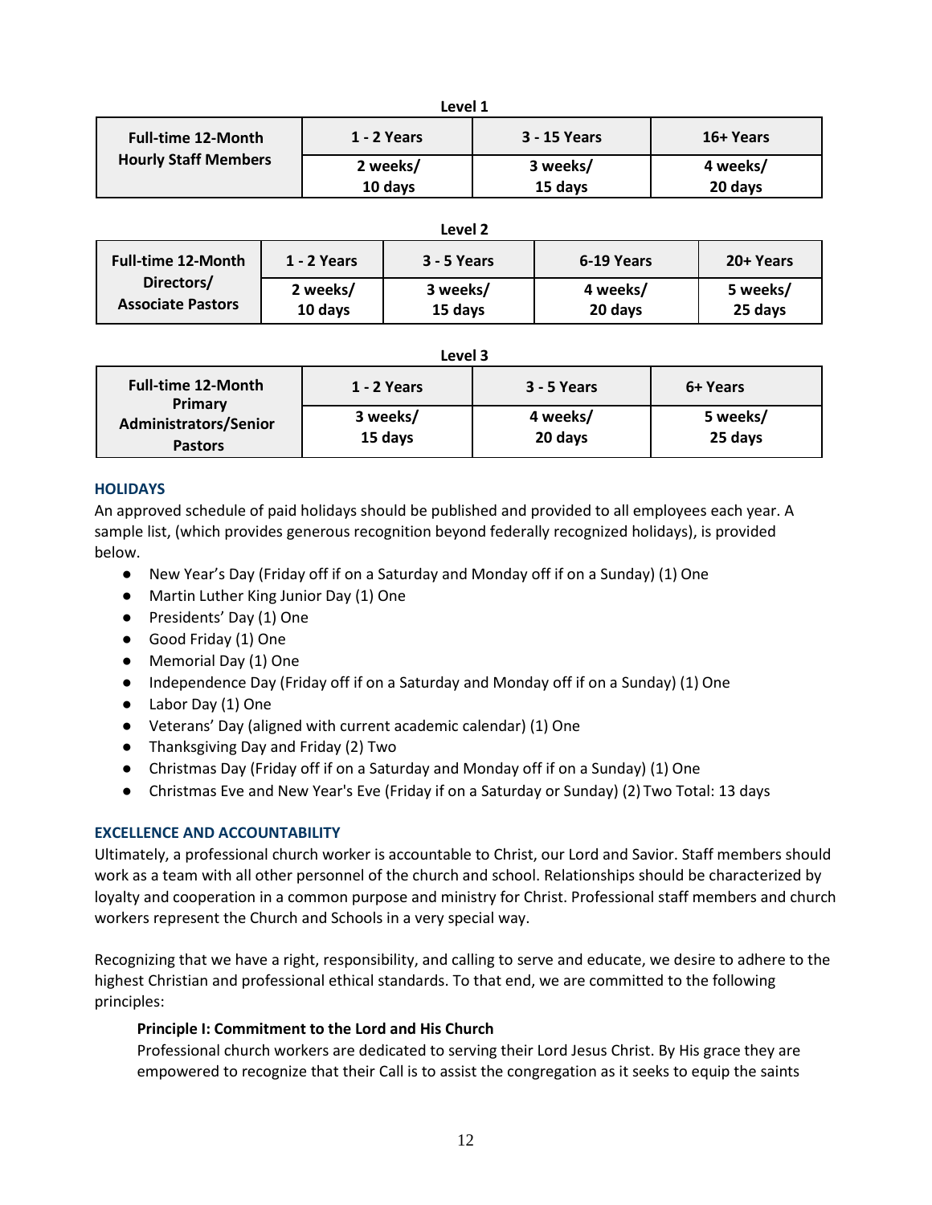**Level 1**

| Full-time 12-Month Hourly Staff Members | 1 - 2 Years | 3 - 15 Years | 16+ Years |
|---|---|---|---|
| | 2 weeks/ 10 days | 3 weeks/ 15 days | 4 weeks/ 20 days |

**Level 2**

| Full-time 12-Month Directors/ Associate Pastors | 1 - 2 Years | 3 - 5 Years | 6-19 Years | 20+ Years |
|---|---|---|---|---|
| | 2 weeks/ 10 days | 3 weeks/ 15 days | 4 weeks/ 20 days | 5 weeks/ 25 days |

**Level 3**

| Full-time 12-Month Primary Administrators/Senior Pastors | 1 - 2 Years | 3 - 5 Years | 6+ Years |
|---|---|---|---|
| | 3 weeks/ 15 days | 4 weeks/ 20 days | 5 weeks/ 25 days |

## HOLIDAYS

An approved schedule of paid holidays should be published and provided to all employees each year. A sample list, (which provides generous recognition beyond federally recognized holidays), is provided below.

- New Year's Day (Friday off if on a Saturday and Monday off if on a Sunday) (1) One
- Martin Luther King Junior Day (1) One
- Presidents' Day (1) One
- Good Friday (1) One
- Memorial Day (1) One
- Independence Day (Friday off if on a Saturday and Monday off if on a Sunday) (1) One
- Labor Day (1) One
- Veterans' Day (aligned with current academic calendar) (1) One
- Thanksgiving Day and Friday (2) Two
- Christmas Day (Friday off if on a Saturday and Monday off if on a Sunday) (1) One
- Christmas Eve and New Year's Eve (Friday if on a Saturday or Sunday) (2) Two Total: 13 days

## EXCELLENCE AND ACCOUNTABILITY

Ultimately, a professional church worker is accountable to Christ, our Lord and Savior. Staff members should work as a team with all other personnel of the church and school. Relationships should be characterized by loyalty and cooperation in a common purpose and ministry for Christ. Professional staff members and church workers represent the Church and Schools in a very special way.

Recognizing that we have a right, responsibility, and calling to serve and educate, we desire to adhere to the highest Christian and professional ethical standards. To that end, we are committed to the following principles:

**Principle I: Commitment to the Lord and His Church**

Professional church workers are dedicated to serving their Lord Jesus Christ. By His grace they are empowered to recognize that their Call is to assist the congregation as it seeks to equip the saints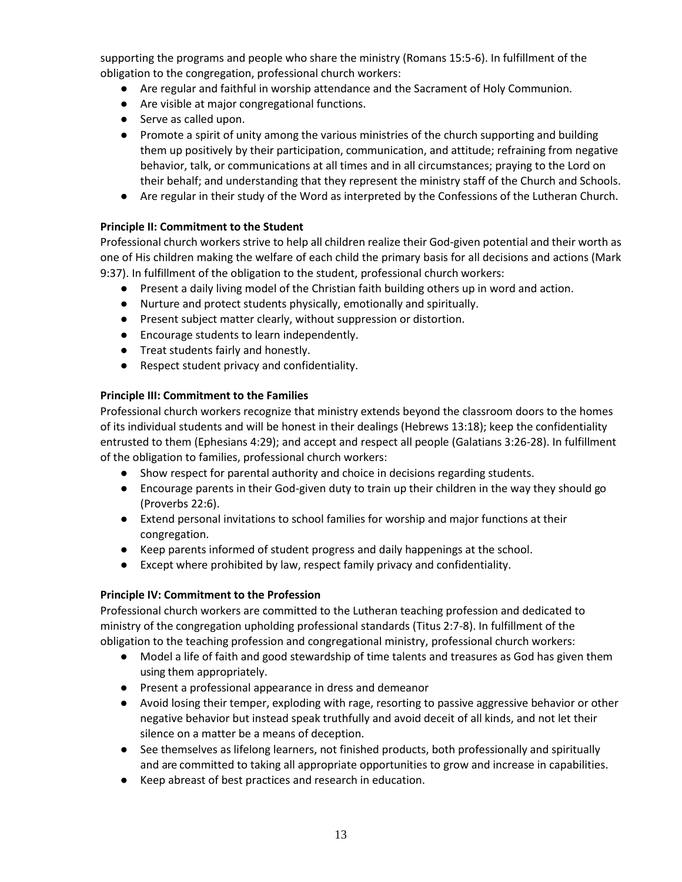supporting the programs and people who share the ministry (Romans 15:5-6). In fulfillment of the obligation to the congregation, professional church workers:

- Are regular and faithful in worship attendance and the Sacrament of Holy Communion.
- Are visible at major congregational functions.
- Serve as called upon.
- Promote a spirit of unity among the various ministries of the church supporting and building them up positively by their participation, communication, and attitude; refraining from negative behavior, talk, or communications at all times and in all circumstances; praying to the Lord on their behalf; and understanding that they represent the ministry staff of the Church and Schools.
- Are regular in their study of the Word as interpreted by the Confessions of the Lutheran Church.

**Principle II: Commitment to the Student**

Professional church workers strive to help all children realize their God-given potential and their worth as one of His children making the welfare of each child the primary basis for all decisions and actions (Mark 9:37). In fulfillment of the obligation to the student, professional church workers:

- Present a daily living model of the Christian faith building others up in word and action.
- Nurture and protect students physically, emotionally and spiritually.
- Present subject matter clearly, without suppression or distortion.
- Encourage students to learn independently.
- Treat students fairly and honestly.
- Respect student privacy and confidentiality.

**Principle III: Commitment to the Families**

Professional church workers recognize that ministry extends beyond the classroom doors to the homes of its individual students and will be honest in their dealings (Hebrews 13:18); keep the confidentiality entrusted to them (Ephesians 4:29); and accept and respect all people (Galatians 3:26-28). In fulfillment of the obligation to families, professional church workers:

- Show respect for parental authority and choice in decisions regarding students.
- Encourage parents in their God-given duty to train up their children in the way they should go (Proverbs 22:6).
- Extend personal invitations to school families for worship and major functions at their congregation.
- Keep parents informed of student progress and daily happenings at the school.
- Except where prohibited by law, respect family privacy and confidentiality.

**Principle IV: Commitment to the Profession**

Professional church workers are committed to the Lutheran teaching profession and dedicated to ministry of the congregation upholding professional standards (Titus 2:7-8). In fulfillment of the obligation to the teaching profession and congregational ministry, professional church workers:

- Model a life of faith and good stewardship of time talents and treasures as God has given them using them appropriately.
- Present a professional appearance in dress and demeanor
- Avoid losing their temper, exploding with rage, resorting to passive aggressive behavior or other negative behavior but instead speak truthfully and avoid deceit of all kinds, and not let their silence on a matter be a means of deception.
- See themselves as lifelong learners, not finished products, both professionally and spiritually and are committed to taking all appropriate opportunities to grow and increase in capabilities.
- Keep abreast of best practices and research in education.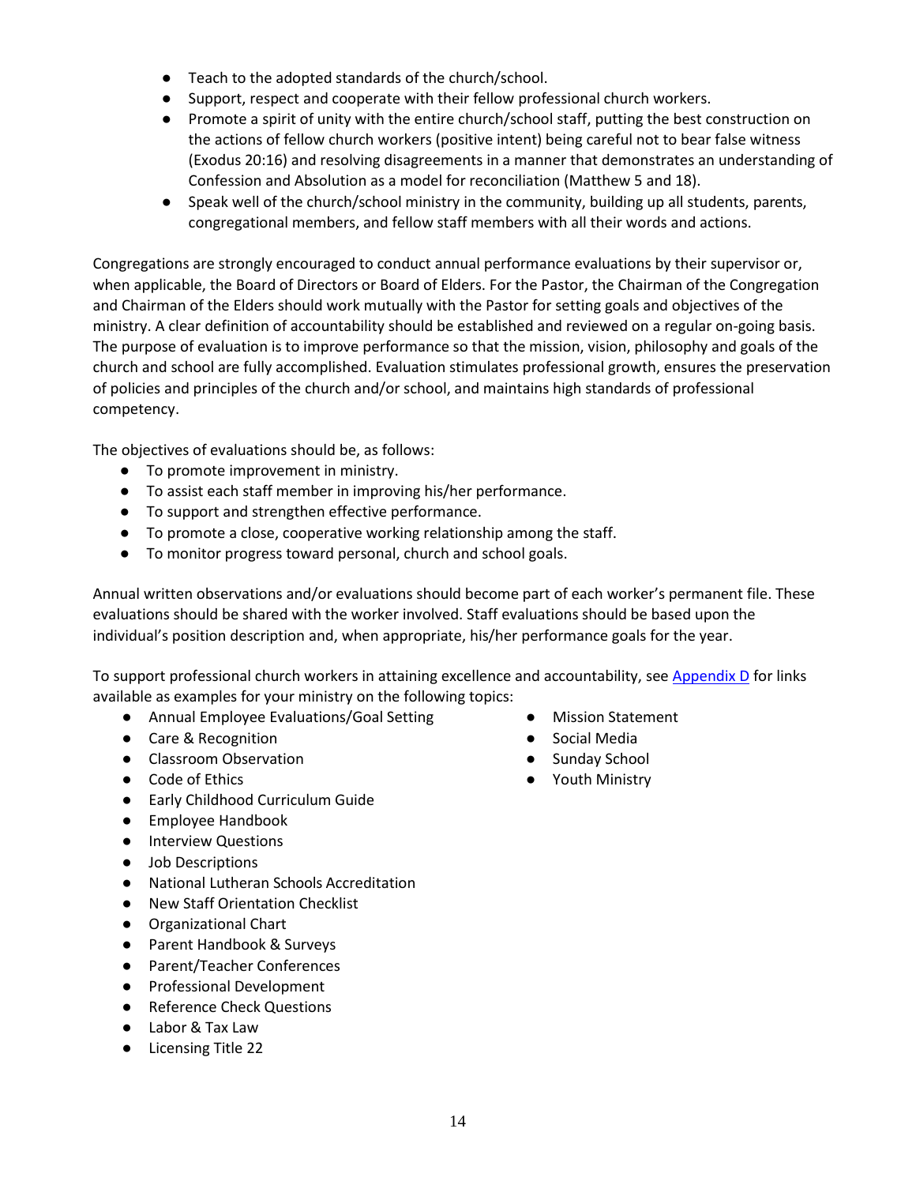- Teach to the adopted standards of the church/school.
- Support, respect and cooperate with their fellow professional church workers.
- Promote a spirit of unity with the entire church/school staff, putting the best construction on the actions of fellow church workers (positive intent) being careful not to bear false witness (Exodus 20:16) and resolving disagreements in a manner that demonstrates an understanding of Confession and Absolution as a model for reconciliation (Matthew 5 and 18).
- Speak well of the church/school ministry in the community, building up all students, parents, congregational members, and fellow staff members with all their words and actions.

Congregations are strongly encouraged to conduct annual performance evaluations by their supervisor or, when applicable, the Board of Directors or Board of Elders. For the Pastor, the Chairman of the Congregation and Chairman of the Elders should work mutually with the Pastor for setting goals and objectives of the ministry. A clear definition of accountability should be established and reviewed on a regular on-going basis. The purpose of evaluation is to improve performance so that the mission, vision, philosophy and goals of the church and school are fully accomplished. Evaluation stimulates professional growth, ensures the preservation of policies and principles of the church and/or school, and maintains high standards of professional competency.

The objectives of evaluations should be, as follows:

- To promote improvement in ministry.
- To assist each staff member in improving his/her performance.
- To support and strengthen effective performance.
- To promote a close, cooperative working relationship among the staff.
- To monitor progress toward personal, church and school goals.

Annual written observations and/or evaluations should become part of each worker's permanent file. These evaluations should be shared with the worker involved. Staff evaluations should be based upon the individual's position description and, when appropriate, his/her performance goals for the year.

To support professional church workers in attaining excellence and accountability, see Appendix D for links available as examples for your ministry on the following topics:

- Annual Employee Evaluations/Goal Setting
- Care & Recognition
- Classroom Observation
- Code of Ethics
- Early Childhood Curriculum Guide
- Employee Handbook
- Interview Questions
- Job Descriptions
- National Lutheran Schools Accreditation
- New Staff Orientation Checklist
- Organizational Chart
- Parent Handbook & Surveys
- Parent/Teacher Conferences
- Professional Development
- Reference Check Questions
- Labor & Tax Law
- Licensing Title 22
- Mission Statement
- Social Media
- Sunday School
- Youth Ministry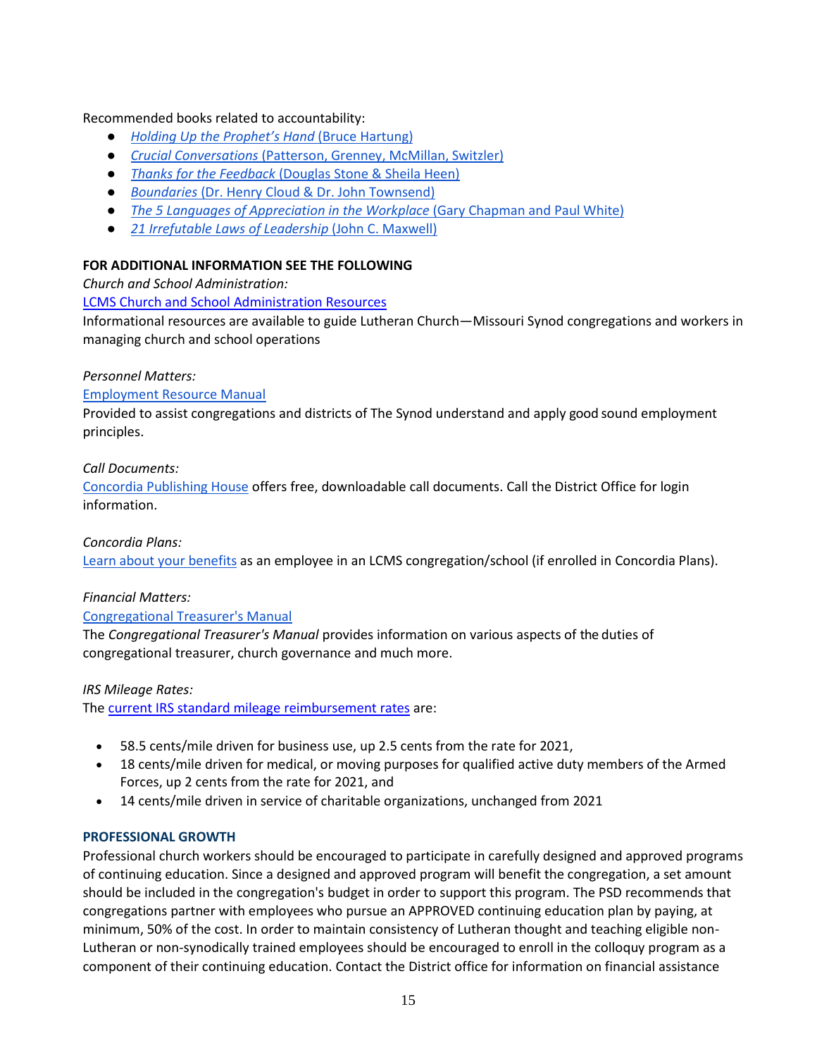Recommended books related to accountability:

- *Holding Up the Prophet's Hand* (Bruce Hartung)
- *Crucial Conversations* (Patterson, Grenney, McMillan, Switzler)
- *Thanks for the Feedback* (Douglas Stone & Sheila Heen)
- *Boundaries* (Dr. Henry Cloud & Dr. John Townsend)
- *The 5 Languages of Appreciation in the Workplace* (Gary Chapman and Paul White)
- *21 Irrefutable Laws of Leadership* (John C. Maxwell)

**FOR ADDITIONAL INFORMATION SEE THE FOLLOWING**

*Church and School Administration:*

LCMS Church and School Administration Resources

Informational resources are available to guide Lutheran Church—Missouri Synod congregations and workers in managing church and school operations

*Personnel Matters:*

Employment Resource Manual

Provided to assist congregations and districts of The Synod understand and apply good sound employment principles.

*Call Documents:*

Concordia Publishing House offers free, downloadable call documents. Call the District Office for login information.

*Concordia Plans:*

Learn about your benefits as an employee in an LCMS congregation/school (if enrolled in Concordia Plans).

*Financial Matters:*

Congregational Treasurer's Manual

The *Congregational Treasurer's Manual* provides information on various aspects of the duties of congregational treasurer, church governance and much more.

*IRS Mileage Rates:*

The current IRS standard mileage reimbursement rates are:

- 58.5 cents/mile driven for business use, up 2.5 cents from the rate for 2021,
- 18 cents/mile driven for medical, or moving purposes for qualified active duty members of the Armed Forces, up 2 cents from the rate for 2021, and
- 14 cents/mile driven in service of charitable organizations, unchanged from 2021

**PROFESSIONAL GROWTH**

Professional church workers should be encouraged to participate in carefully designed and approved programs of continuing education. Since a designed and approved program will benefit the congregation, a set amount should be included in the congregation's budget in order to support this program. The PSD recommends that congregations partner with employees who pursue an APPROVED continuing education plan by paying, at minimum, 50% of the cost. In order to maintain consistency of Lutheran thought and teaching eligible non-Lutheran or non-synodically trained employees should be encouraged to enroll in the colloquy program as a component of their continuing education. Contact the District office for information on financial assistance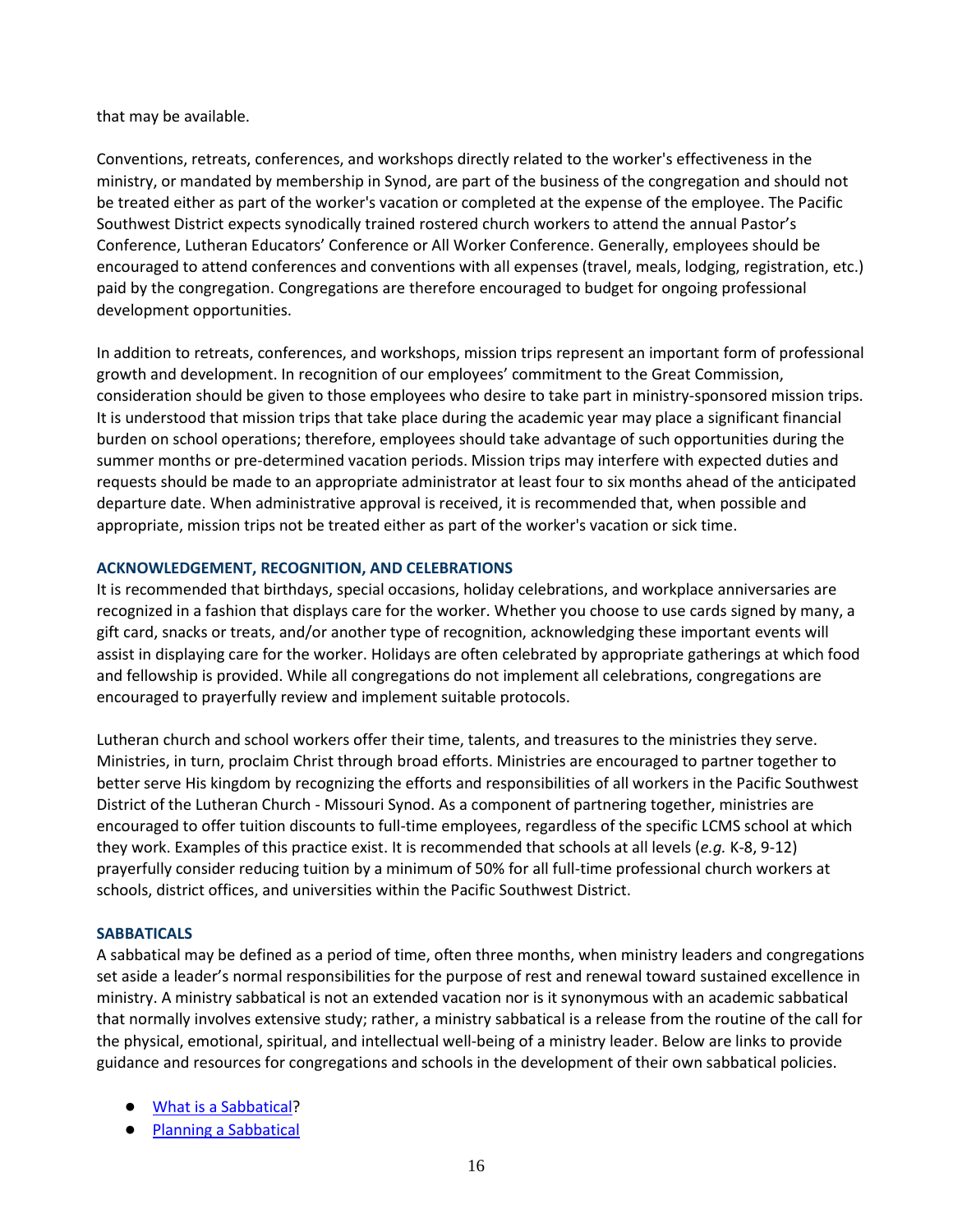that may be available.

Conventions, retreats, conferences, and workshops directly related to the worker's effectiveness in the ministry, or mandated by membership in Synod, are part of the business of the congregation and should not be treated either as part of the worker's vacation or completed at the expense of the employee. The Pacific Southwest District expects synodically trained rostered church workers to attend the annual Pastor's Conference, Lutheran Educators' Conference or All Worker Conference. Generally, employees should be encouraged to attend conferences and conventions with all expenses (travel, meals, lodging, registration, etc.) paid by the congregation. Congregations are therefore encouraged to budget for ongoing professional development opportunities.

In addition to retreats, conferences, and workshops, mission trips represent an important form of professional growth and development. In recognition of our employees' commitment to the Great Commission, consideration should be given to those employees who desire to take part in ministry-sponsored mission trips. It is understood that mission trips that take place during the academic year may place a significant financial burden on school operations; therefore, employees should take advantage of such opportunities during the summer months or pre-determined vacation periods. Mission trips may interfere with expected duties and requests should be made to an appropriate administrator at least four to six months ahead of the anticipated departure date. When administrative approval is received, it is recommended that, when possible and appropriate, mission trips not be treated either as part of the worker's vacation or sick time.

### ACKNOWLEDGEMENT, RECOGNITION, AND CELEBRATIONS

It is recommended that birthdays, special occasions, holiday celebrations, and workplace anniversaries are recognized in a fashion that displays care for the worker. Whether you choose to use cards signed by many, a gift card, snacks or treats, and/or another type of recognition, acknowledging these important events will assist in displaying care for the worker. Holidays are often celebrated by appropriate gatherings at which food and fellowship is provided. While all congregations do not implement all celebrations, congregations are encouraged to prayerfully review and implement suitable protocols.

Lutheran church and school workers offer their time, talents, and treasures to the ministries they serve. Ministries, in turn, proclaim Christ through broad efforts. Ministries are encouraged to partner together to better serve His kingdom by recognizing the efforts and responsibilities of all workers in the Pacific Southwest District of the Lutheran Church - Missouri Synod. As a component of partnering together, ministries are encouraged to offer tuition discounts to full-time employees, regardless of the specific LCMS school at which they work. Examples of this practice exist. It is recommended that schools at all levels (*e.g.* K-8, 9-12) prayerfully consider reducing tuition by a minimum of 50% for all full-time professional church workers at schools, district offices, and universities within the Pacific Southwest District.

### SABBATICALS

A sabbatical may be defined as a period of time, often three months, when ministry leaders and congregations set aside a leader's normal responsibilities for the purpose of rest and renewal toward sustained excellence in ministry. A ministry sabbatical is not an extended vacation nor is it synonymous with an academic sabbatical that normally involves extensive study; rather, a ministry sabbatical is a release from the routine of the call for the physical, emotional, spiritual, and intellectual well-being of a ministry leader. Below are links to provide guidance and resources for congregations and schools in the development of their own sabbatical policies.

- What is a Sabbatical?
- Planning a Sabbatical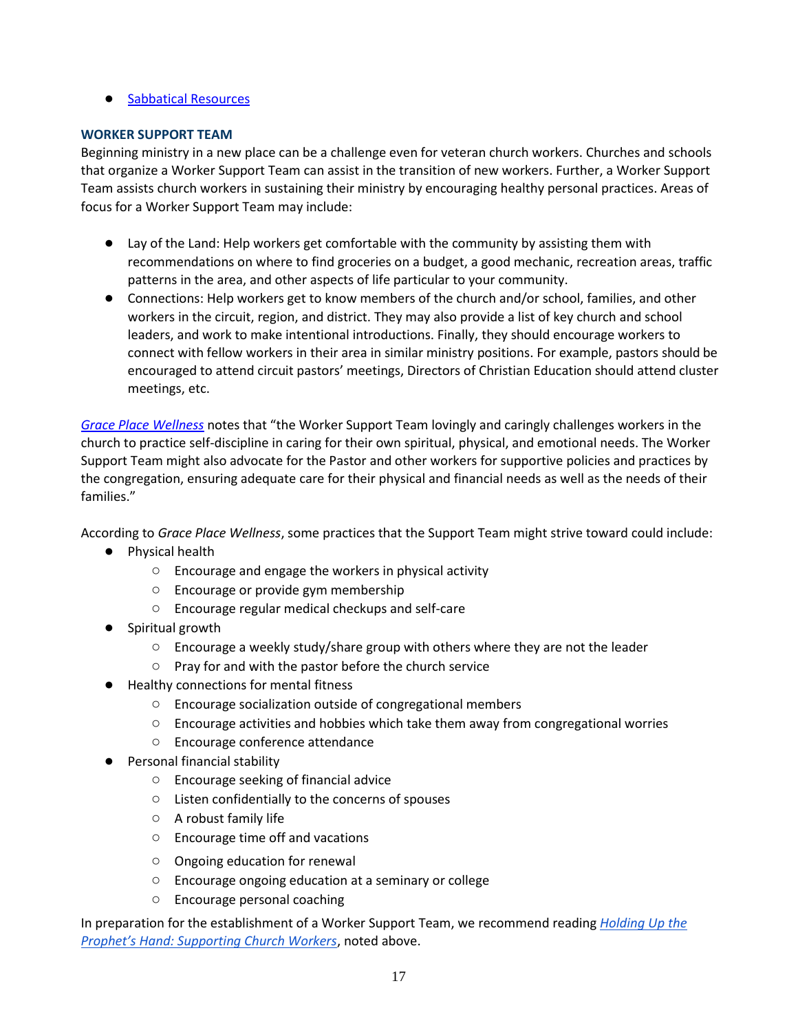- Sabbatical Resources

### WORKER SUPPORT TEAM

Beginning ministry in a new place can be a challenge even for veteran church workers. Churches and schools that organize a Worker Support Team can assist in the transition of new workers. Further, a Worker Support Team assists church workers in sustaining their ministry by encouraging healthy personal practices. Areas of focus for a Worker Support Team may include:

- Lay of the Land: Help workers get comfortable with the community by assisting them with recommendations on where to find groceries on a budget, a good mechanic, recreation areas, traffic patterns in the area, and other aspects of life particular to your community.
- Connections: Help workers get to know members of the church and/or school, families, and other workers in the circuit, region, and district. They may also provide a list of key church and school leaders, and work to make intentional introductions. Finally, they should encourage workers to connect with fellow workers in their area in similar ministry positions. For example, pastors should be encouraged to attend circuit pastors' meetings, Directors of Christian Education should attend cluster meetings, etc.

*Grace Place Wellness* notes that "the Worker Support Team lovingly and caringly challenges workers in the church to practice self-discipline in caring for their own spiritual, physical, and emotional needs. The Worker Support Team might also advocate for the Pastor and other workers for supportive policies and practices by the congregation, ensuring adequate care for their physical and financial needs as well as the needs of their families."

According to *Grace Place Wellness*, some practices that the Support Team might strive toward could include:

- Physical health
  - Encourage and engage the workers in physical activity
  - Encourage or provide gym membership
  - Encourage regular medical checkups and self-care
- Spiritual growth
  - Encourage a weekly study/share group with others where they are not the leader
  - Pray for and with the pastor before the church service
- Healthy connections for mental fitness
  - Encourage socialization outside of congregational members
  - Encourage activities and hobbies which take them away from congregational worries
  - Encourage conference attendance
- Personal financial stability
  - Encourage seeking of financial advice
  - Listen confidentially to the concerns of spouses
  - A robust family life
  - Encourage time off and vacations
  - Ongoing education for renewal
  - Encourage ongoing education at a seminary or college
  - Encourage personal coaching

In preparation for the establishment of a Worker Support Team, we recommend reading *Holding Up the Prophet's Hand: Supporting Church Workers*, noted above.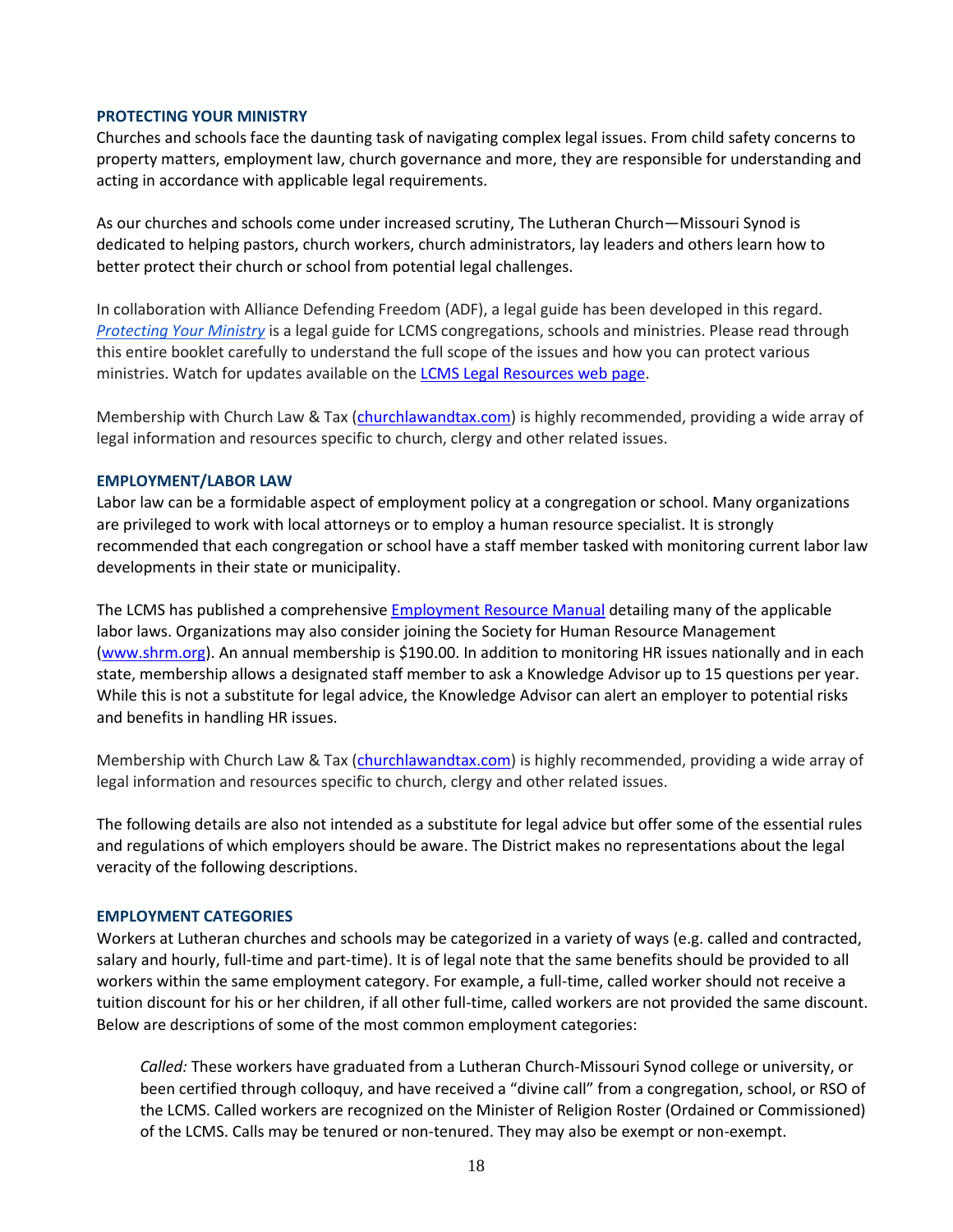## PROTECTING YOUR MINISTRY

Churches and schools face the daunting task of navigating complex legal issues. From child safety concerns to property matters, employment law, church governance and more, they are responsible for understanding and acting in accordance with applicable legal requirements.

As our churches and schools come under increased scrutiny, The Lutheran Church—Missouri Synod is dedicated to helping pastors, church workers, church administrators, lay leaders and others learn how to better protect their church or school from potential legal challenges.

In collaboration with Alliance Defending Freedom (ADF), a legal guide has been developed in this regard. *Protecting Your Ministry* is a legal guide for LCMS congregations, schools and ministries. Please read through this entire booklet carefully to understand the full scope of the issues and how you can protect various ministries. Watch for updates available on the LCMS Legal Resources web page.

Membership with Church Law & Tax (churchlawandtax.com) is highly recommended, providing a wide array of legal information and resources specific to church, clergy and other related issues.

## EMPLOYMENT/LABOR LAW

Labor law can be a formidable aspect of employment policy at a congregation or school. Many organizations are privileged to work with local attorneys or to employ a human resource specialist. It is strongly recommended that each congregation or school have a staff member tasked with monitoring current labor law developments in their state or municipality.

The LCMS has published a comprehensive Employment Resource Manual detailing many of the applicable labor laws. Organizations may also consider joining the Society for Human Resource Management (www.shrm.org). An annual membership is $190.00. In addition to monitoring HR issues nationally and in each state, membership allows a designated staff member to ask a Knowledge Advisor up to 15 questions per year. While this is not a substitute for legal advice, the Knowledge Advisor can alert an employer to potential risks and benefits in handling HR issues.

Membership with Church Law & Tax (churchlawandtax.com) is highly recommended, providing a wide array of legal information and resources specific to church, clergy and other related issues.

The following details are also not intended as a substitute for legal advice but offer some of the essential rules and regulations of which employers should be aware. The District makes no representations about the legal veracity of the following descriptions.

## EMPLOYMENT CATEGORIES

Workers at Lutheran churches and schools may be categorized in a variety of ways (e.g. called and contracted, salary and hourly, full-time and part-time). It is of legal note that the same benefits should be provided to all workers within the same employment category. For example, a full-time, called worker should not receive a tuition discount for his or her children, if all other full-time, called workers are not provided the same discount. Below are descriptions of some of the most common employment categories:

*Called:* These workers have graduated from a Lutheran Church-Missouri Synod college or university, or been certified through colloquy, and have received a "divine call" from a congregation, school, or RSO of the LCMS. Called workers are recognized on the Minister of Religion Roster (Ordained or Commissioned) of the LCMS. Calls may be tenured or non-tenured. They may also be exempt or non-exempt.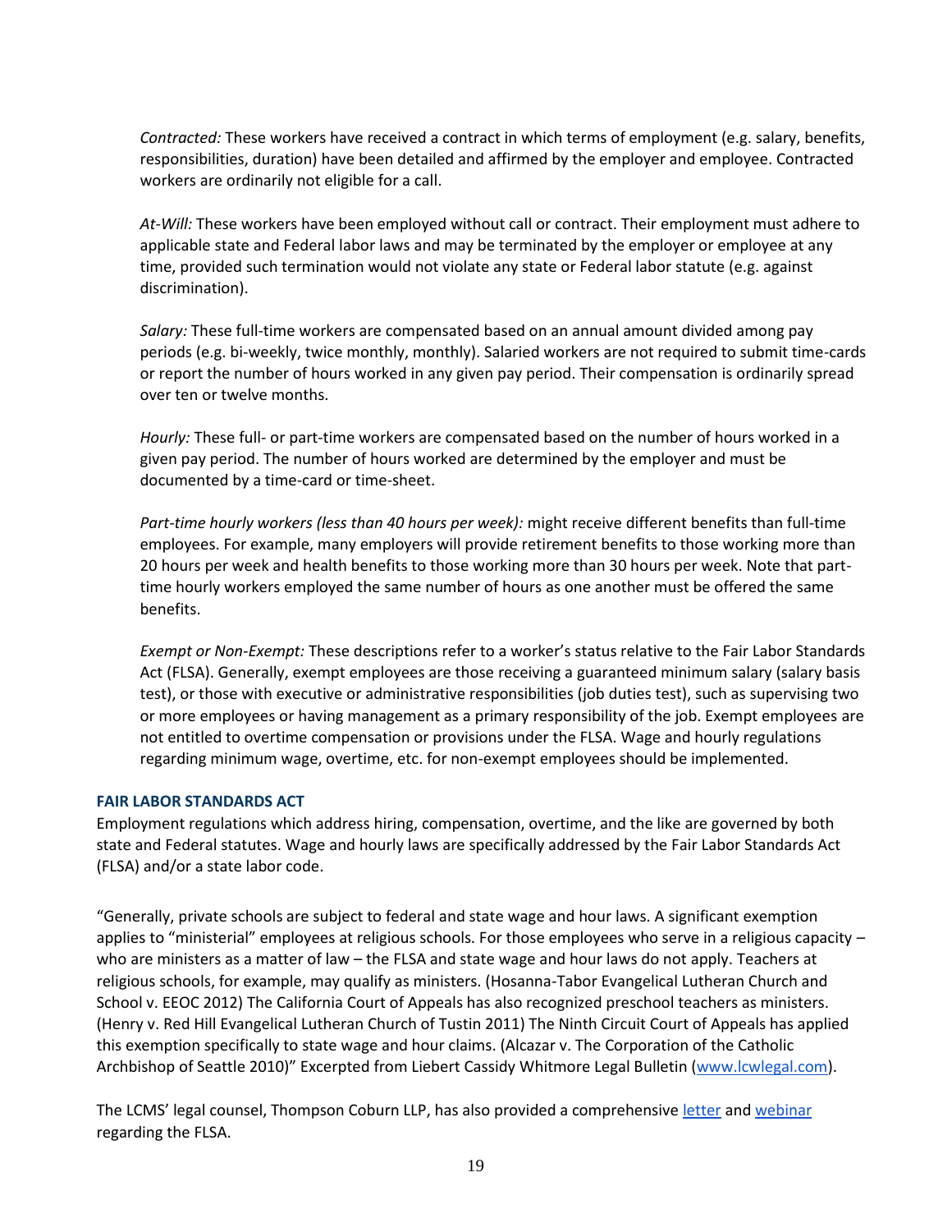*Contracted:* These workers have received a contract in which terms of employment (e.g. salary, benefits, responsibilities, duration) have been detailed and affirmed by the employer and employee. Contracted workers are ordinarily not eligible for a call.

*At-Will:* These workers have been employed without call or contract. Their employment must adhere to applicable state and Federal labor laws and may be terminated by the employer or employee at any time, provided such termination would not violate any state or Federal labor statute (e.g. against discrimination).

*Salary:* These full-time workers are compensated based on an annual amount divided among pay periods (e.g. bi-weekly, twice monthly, monthly). Salaried workers are not required to submit time-cards or report the number of hours worked in any given pay period. Their compensation is ordinarily spread over ten or twelve months.

*Hourly:* These full- or part-time workers are compensated based on the number of hours worked in a given pay period. The number of hours worked are determined by the employer and must be documented by a time-card or time-sheet.

*Part-time hourly workers (less than 40 hours per week):* might receive different benefits than full-time employees. For example, many employers will provide retirement benefits to those working more than 20 hours per week and health benefits to those working more than 30 hours per week. Note that part-time hourly workers employed the same number of hours as one another must be offered the same benefits.

*Exempt or Non-Exempt:* These descriptions refer to a worker's status relative to the Fair Labor Standards Act (FLSA). Generally, exempt employees are those receiving a guaranteed minimum salary (salary basis test), or those with executive or administrative responsibilities (job duties test), such as supervising two or more employees or having management as a primary responsibility of the job. Exempt employees are not entitled to overtime compensation or provisions under the FLSA. Wage and hourly regulations regarding minimum wage, overtime, etc. for non-exempt employees should be implemented.

**FAIR LABOR STANDARDS ACT**

Employment regulations which address hiring, compensation, overtime, and the like are governed by both state and Federal statutes. Wage and hourly laws are specifically addressed by the Fair Labor Standards Act (FLSA) and/or a state labor code.

"Generally, private schools are subject to federal and state wage and hour laws. A significant exemption applies to "ministerial" employees at religious schools. For those employees who serve in a religious capacity – who are ministers as a matter of law – the FLSA and state wage and hour laws do not apply. Teachers at religious schools, for example, may qualify as ministers. (Hosanna-Tabor Evangelical Lutheran Church and School v. EEOC 2012) The California Court of Appeals has also recognized preschool teachers as ministers. (Henry v. Red Hill Evangelical Lutheran Church of Tustin 2011) The Ninth Circuit Court of Appeals has applied this exemption specifically to state wage and hour claims. (Alcazar v. The Corporation of the Catholic Archbishop of Seattle 2010)" Excerpted from Liebert Cassidy Whitmore Legal Bulletin (www.lcwlegal.com).

The LCMS' legal counsel, Thompson Coburn LLP, has also provided a comprehensive letter and webinar regarding the FLSA.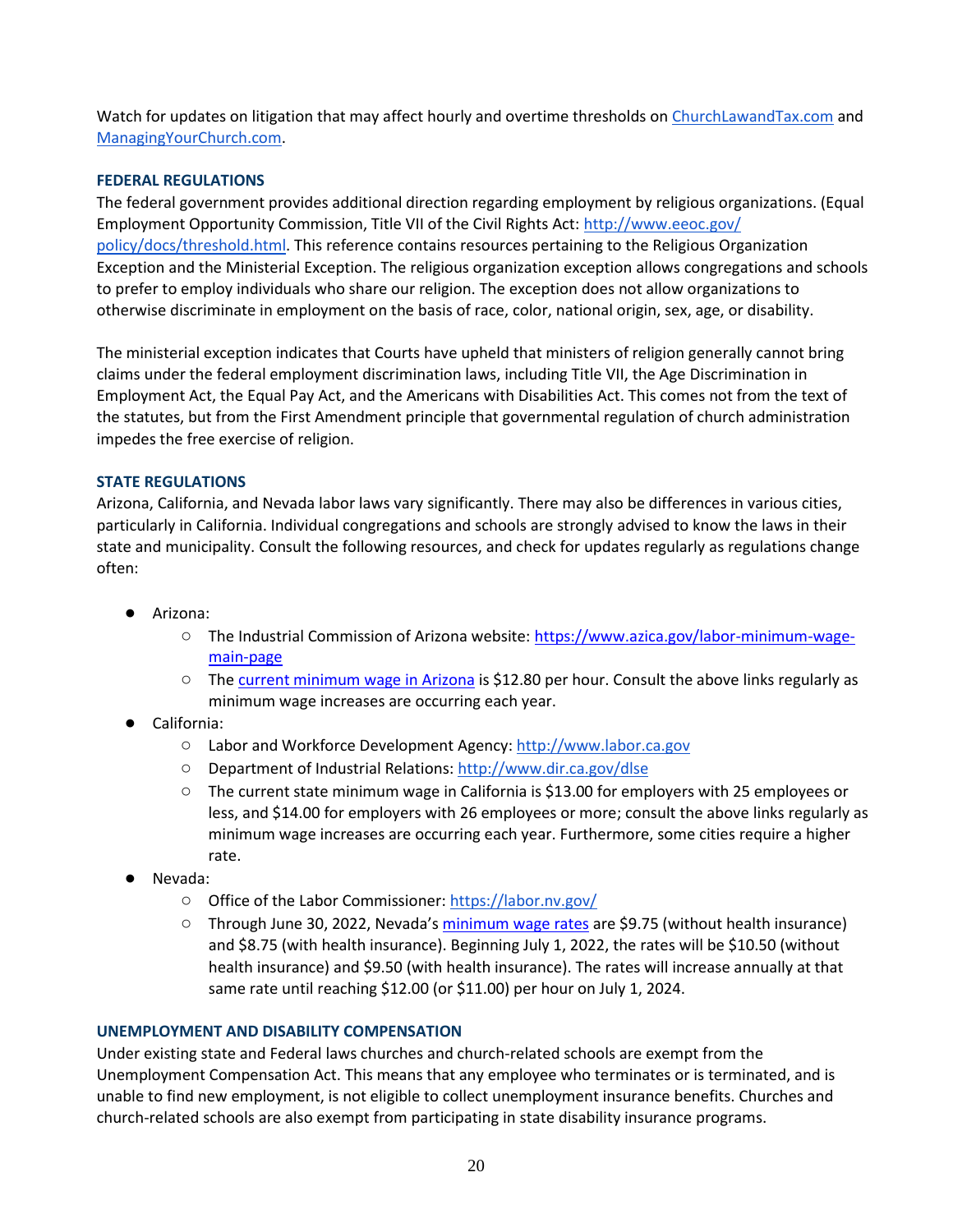Watch for updates on litigation that may affect hourly and overtime thresholds on [ChurchLawandTax.com](ChurchLawandTax.com) and [ManagingYourChurch.com](ManagingYourChurch.com).

**FEDERAL REGULATIONS**

The federal government provides additional direction regarding employment by religious organizations. (Equal Employment Opportunity Commission, Title VII of the Civil Rights Act: [http://www.eeoc.gov/policy/docs/threshold.html](http://www.eeoc.gov/policy/docs/threshold.html). This reference contains resources pertaining to the Religious Organization Exception and the Ministerial Exception. The religious organization exception allows congregations and schools to prefer to employ individuals who share our religion. The exception does not allow organizations to otherwise discriminate in employment on the basis of race, color, national origin, sex, age, or disability.

The ministerial exception indicates that Courts have upheld that ministers of religion generally cannot bring claims under the federal employment discrimination laws, including Title VII, the Age Discrimination in Employment Act, the Equal Pay Act, and the Americans with Disabilities Act. This comes not from the text of the statutes, but from the First Amendment principle that governmental regulation of church administration impedes the free exercise of religion.

**STATE REGULATIONS**

Arizona, California, and Nevada labor laws vary significantly. There may also be differences in various cities, particularly in California. Individual congregations and schools are strongly advised to know the laws in their state and municipality. Consult the following resources, and check for updates regularly as regulations change often:

- Arizona:
  - The Industrial Commission of Arizona website: [https://www.azica.gov/labor-minimum-wage-main-page](https://www.azica.gov/labor-minimum-wage-main-page)
  - The current minimum wage in Arizona is $12.80 per hour. Consult the above links regularly as minimum wage increases are occurring each year.
- California:
  - Labor and Workforce Development Agency: [http://www.labor.ca.gov](http://www.labor.ca.gov)
  - Department of Industrial Relations: [http://www.dir.ca.gov/dlse](http://www.dir.ca.gov/dlse)
  - The current state minimum wage in California is $13.00 for employers with 25 employees or less, and $14.00 for employers with 26 employees or more; consult the above links regularly as minimum wage increases are occurring each year. Furthermore, some cities require a higher rate.
- Nevada:
  - Office of the Labor Commissioner: [https://labor.nv.gov/](https://labor.nv.gov/)
  - Through June 30, 2022, Nevada's minimum wage rates are $9.75 (without health insurance) and $8.75 (with health insurance). Beginning July 1, 2022, the rates will be $10.50 (without health insurance) and $9.50 (with health insurance). The rates will increase annually at that same rate until reaching $12.00 (or $11.00) per hour on July 1, 2024.

**UNEMPLOYMENT AND DISABILITY COMPENSATION**

Under existing state and Federal laws churches and church-related schools are exempt from the Unemployment Compensation Act. This means that any employee who terminates or is terminated, and is unable to find new employment, is not eligible to collect unemployment insurance benefits. Churches and church-related schools are also exempt from participating in state disability insurance programs.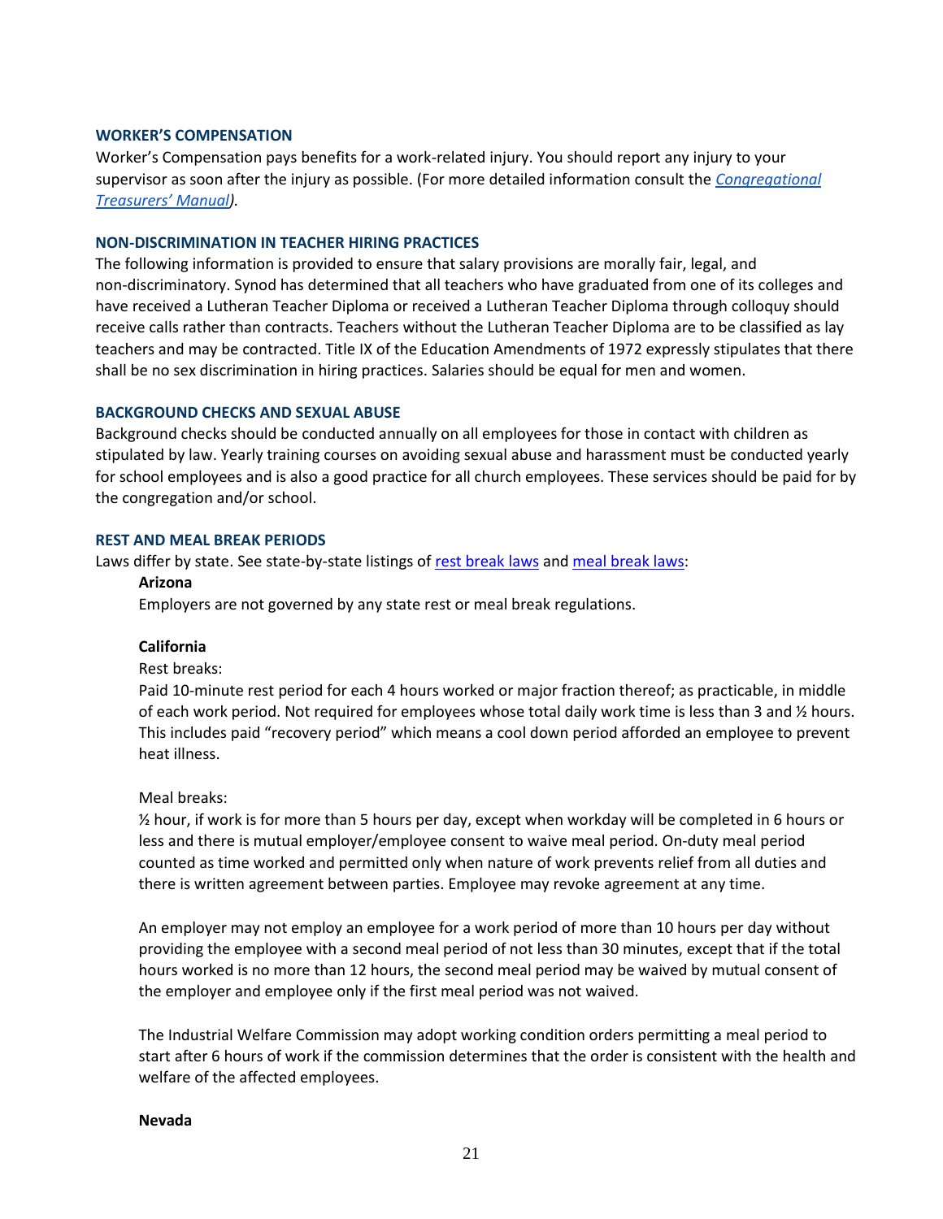### WORKER'S COMPENSATION

Worker's Compensation pays benefits for a work-related injury. You should report any injury to your supervisor as soon after the injury as possible. (For more detailed information consult the [*Congregational Treasurers' Manual*](#)*)*.

### NON-DISCRIMINATION IN TEACHER HIRING PRACTICES

The following information is provided to ensure that salary provisions are morally fair, legal, and non-discriminatory. Synod has determined that all teachers who have graduated from one of its colleges and have received a Lutheran Teacher Diploma or received a Lutheran Teacher Diploma through colloquy should receive calls rather than contracts. Teachers without the Lutheran Teacher Diploma are to be classified as lay teachers and may be contracted. Title IX of the Education Amendments of 1972 expressly stipulates that there shall be no sex discrimination in hiring practices. Salaries should be equal for men and women.

### BACKGROUND CHECKS AND SEXUAL ABUSE

Background checks should be conducted annually on all employees for those in contact with children as stipulated by law. Yearly training courses on avoiding sexual abuse and harassment must be conducted yearly for school employees and is also a good practice for all church employees. These services should be paid for by the congregation and/or school.

### REST AND MEAL BREAK PERIODS

Laws differ by state. See state-by-state listings of [rest break laws](#) and [meal break laws](#):

**Arizona**

Employers are not governed by any state rest or meal break regulations.

**California**

Rest breaks:

Paid 10-minute rest period for each 4 hours worked or major fraction thereof; as practicable, in middle of each work period. Not required for employees whose total daily work time is less than 3 and ½ hours. This includes paid "recovery period" which means a cool down period afforded an employee to prevent heat illness.

Meal breaks:

½ hour, if work is for more than 5 hours per day, except when workday will be completed in 6 hours or less and there is mutual employer/employee consent to waive meal period. On-duty meal period counted as time worked and permitted only when nature of work prevents relief from all duties and there is written agreement between parties. Employee may revoke agreement at any time.

An employer may not employ an employee for a work period of more than 10 hours per day without providing the employee with a second meal period of not less than 30 minutes, except that if the total hours worked is no more than 12 hours, the second meal period may be waived by mutual consent of the employer and employee only if the first meal period was not waived.

The Industrial Welfare Commission may adopt working condition orders permitting a meal period to start after 6 hours of work if the commission determines that the order is consistent with the health and welfare of the affected employees.

**Nevada**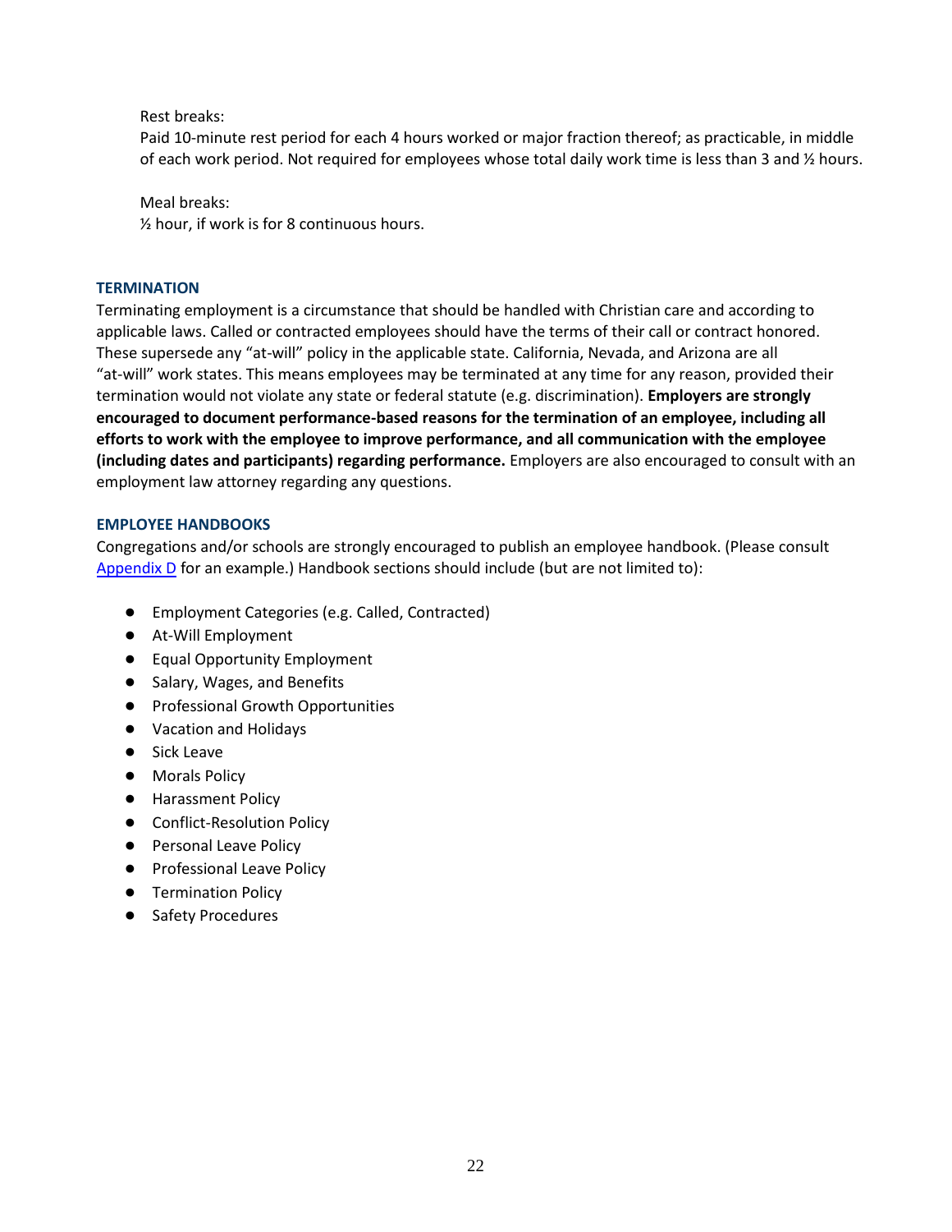Rest breaks:
Paid 10-minute rest period for each 4 hours worked or major fraction thereof; as practicable, in middle of each work period. Not required for employees whose total daily work time is less than 3 and ½ hours.

Meal breaks:
½ hour, if work is for 8 continuous hours.

### TERMINATION

Terminating employment is a circumstance that should be handled with Christian care and according to applicable laws. Called or contracted employees should have the terms of their call or contract honored. These supersede any "at-will" policy in the applicable state. California, Nevada, and Arizona are all "at-will" work states. This means employees may be terminated at any time for any reason, provided their termination would not violate any state or federal statute (e.g. discrimination). **Employers are strongly encouraged to document performance-based reasons for the termination of an employee, including all efforts to work with the employee to improve performance, and all communication with the employee (including dates and participants) regarding performance.** Employers are also encouraged to consult with an employment law attorney regarding any questions.

### EMPLOYEE HANDBOOKS

Congregations and/or schools are strongly encouraged to publish an employee handbook. (Please consult Appendix D for an example.) Handbook sections should include (but are not limited to):

- Employment Categories (e.g. Called, Contracted)
- At-Will Employment
- Equal Opportunity Employment
- Salary, Wages, and Benefits
- Professional Growth Opportunities
- Vacation and Holidays
- Sick Leave
- Morals Policy
- Harassment Policy
- Conflict-Resolution Policy
- Personal Leave Policy
- Professional Leave Policy
- Termination Policy
- Safety Procedures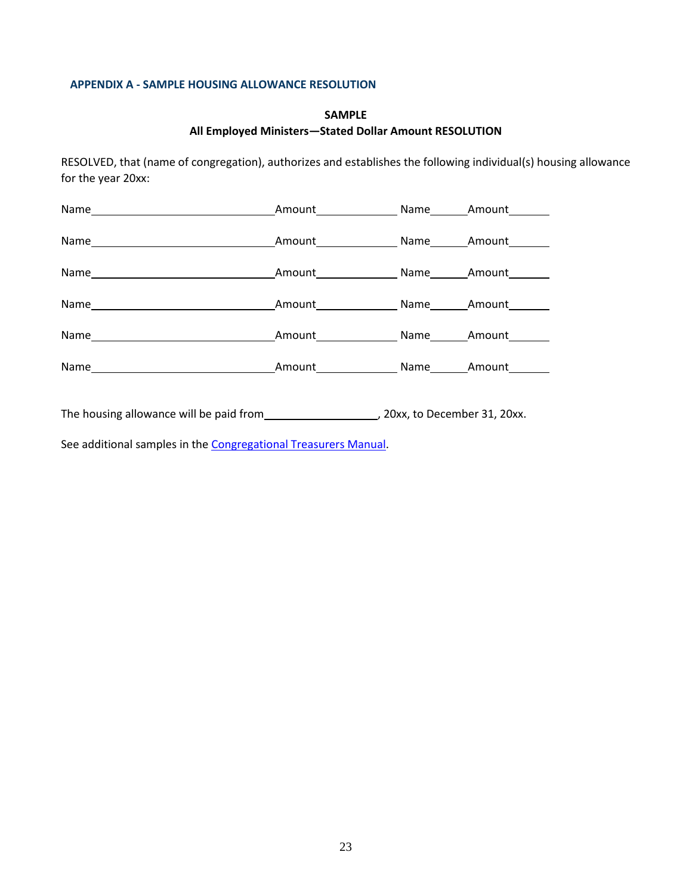## APPENDIX A - SAMPLE HOUSING ALLOWANCE RESOLUTION

**SAMPLE**

**All Employed Ministers—Stated Dollar Amount RESOLUTION**

RESOLVED, that (name of congregation), authorizes and establishes the following individual(s) housing allowance for the year 20xx:

Name______________________________Amount_____________ Name______Amount_______

Name______________________________Amount_____________ Name______Amount_______

Name______________________________Amount_____________ Name______Amount_______

Name______________________________Amount_____________ Name______Amount_______

Name______________________________Amount_____________ Name______Amount_______

Name______________________________Amount_____________ Name______Amount_______

The housing allowance will be paid from___________________, 20xx, to December 31, 20xx.

See additional samples in the Congregational Treasurers Manual.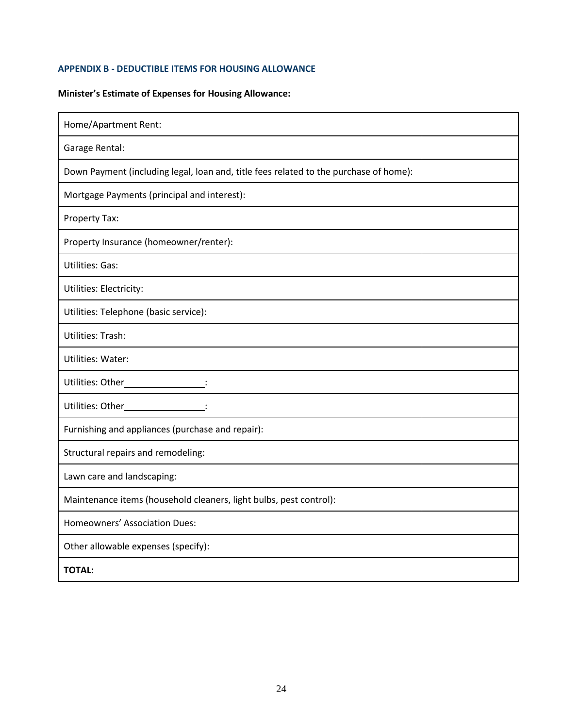### APPENDIX B - DEDUCTIBLE ITEMS FOR HOUSING ALLOWANCE

**Minister's Estimate of Expenses for Housing Allowance:**

| | |
|---|---|
| Home/Apartment Rent: | |
| Garage Rental: | |
| Down Payment (including legal, loan and, title fees related to the purchase of home): | |
| Mortgage Payments (principal and interest): | |
| Property Tax: | |
| Property Insurance (homeowner/renter): | |
| Utilities: Gas: | |
| Utilities: Electricity: | |
| Utilities: Telephone (basic service): | |
| Utilities: Trash: | |
| Utilities: Water: | |
| Utilities: Other________________: | |
| Utilities: Other________________: | |
| Furnishing and appliances (purchase and repair): | |
| Structural repairs and remodeling: | |
| Lawn care and landscaping: | |
| Maintenance items (household cleaners, light bulbs, pest control): | |
| Homeowners' Association Dues: | |
| Other allowable expenses (specify): | |
| **TOTAL:** | |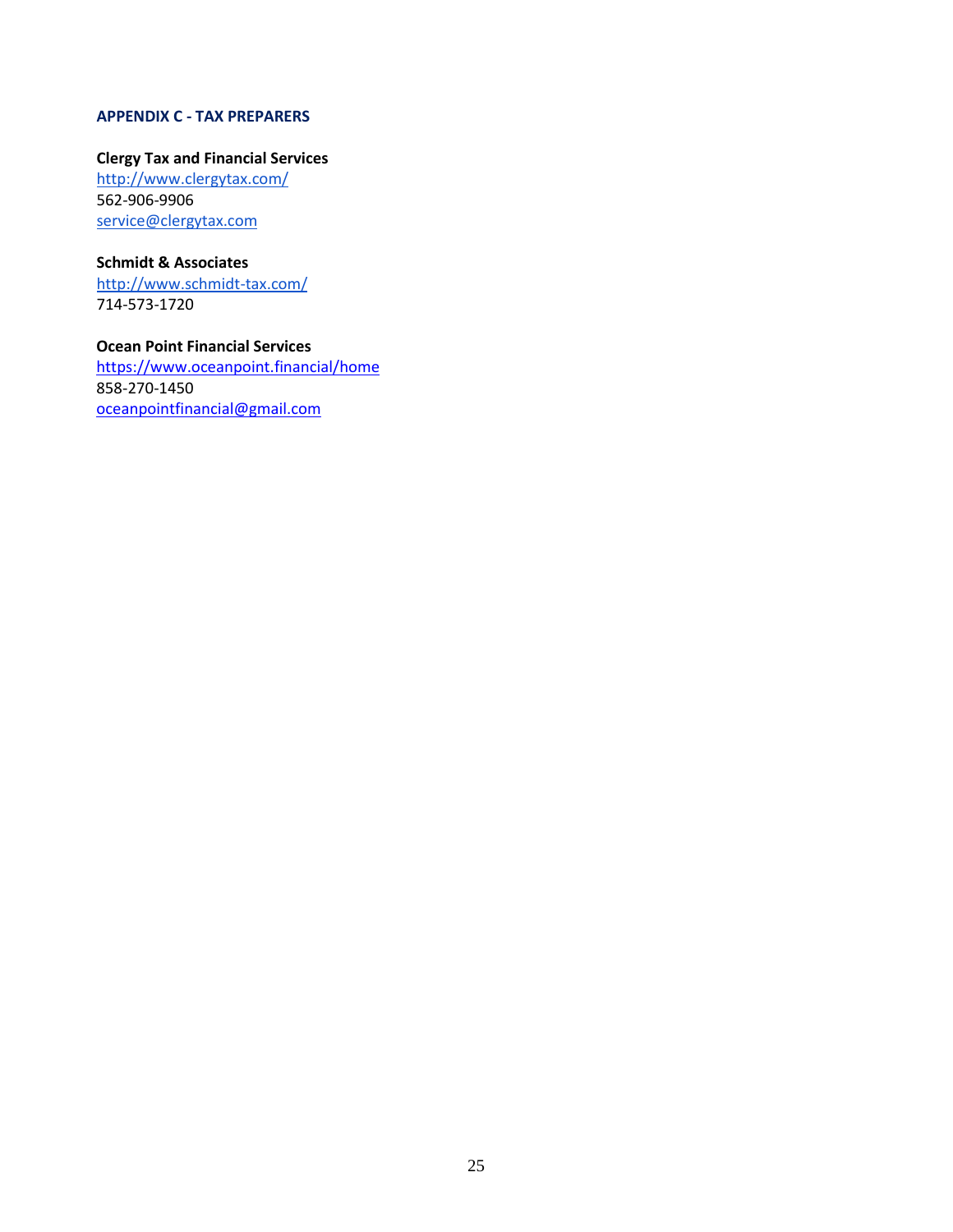## APPENDIX C - TAX PREPARERS

**Clergy Tax and Financial Services**
http://www.clergytax.com/
562-906-9906
service@clergytax.com

**Schmidt & Associates**
http://www.schmidt-tax.com/
714-573-1720

**Ocean Point Financial Services**
https://www.oceanpoint.financial/home
858-270-1450
oceanpointfinancial@gmail.com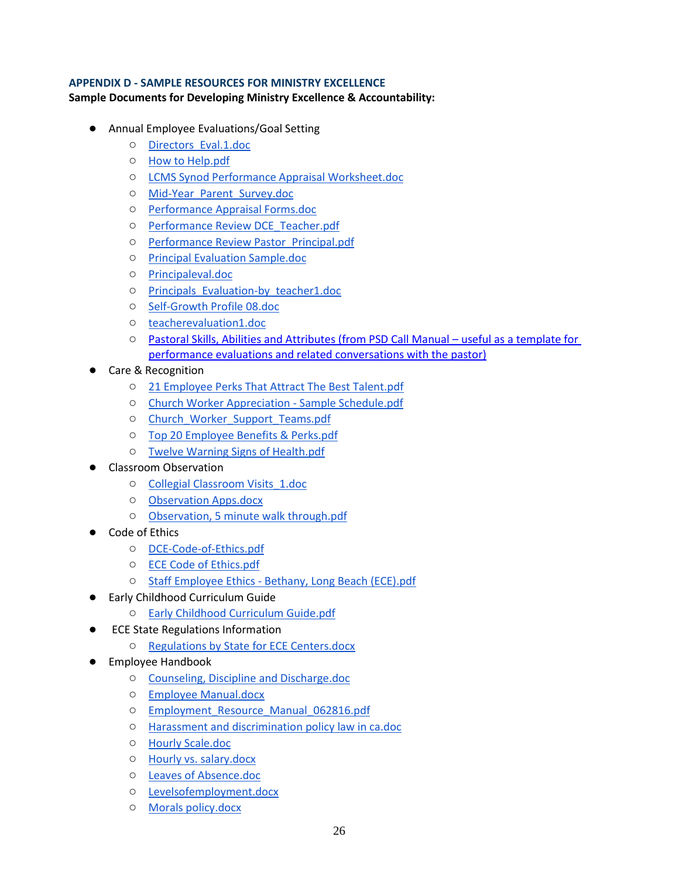### APPENDIX D - SAMPLE RESOURCES FOR MINISTRY EXCELLENCE

**Sample Documents for Developing Ministry Excellence & Accountability:**

- Annual Employee Evaluations/Goal Setting
  - Directors_Eval.1.doc
  - How to Help.pdf
  - LCMS Synod Performance Appraisal Worksheet.doc
  - Mid-Year_Parent_Survey.doc
  - Performance Appraisal Forms.doc
  - Performance Review DCE_Teacher.pdf
  - Performance Review Pastor_Principal.pdf
  - Principal Evaluation Sample.doc
  - Principaleval.doc
  - Principals_Evaluation-by_teacher1.doc
  - Self-Growth Profile 08.doc
  - teacherevaluation1.doc
  - Pastoral Skills, Abilities and Attributes (from PSD Call Manual – useful as a template for performance evaluations and related conversations with the pastor)
- Care & Recognition
  - 21 Employee Perks That Attract The Best Talent.pdf
  - Church Worker Appreciation - Sample Schedule.pdf
  - Church_Worker_Support_Teams.pdf
  - Top 20 Employee Benefits & Perks.pdf
  - Twelve Warning Signs of Health.pdf
- Classroom Observation
  - Collegial Classroom Visits_1.doc
  - Observation Apps.docx
  - Observation, 5 minute walk through.pdf
- Code of Ethics
  - DCE-Code-of-Ethics.pdf
  - ECE Code of Ethics.pdf
  - Staff Employee Ethics - Bethany, Long Beach (ECE).pdf
- Early Childhood Curriculum Guide
  - Early Childhood Curriculum Guide.pdf
- ECE State Regulations Information
  - Regulations by State for ECE Centers.docx
- Employee Handbook
  - Counseling, Discipline and Discharge.doc
  - Employee Manual.docx
  - Employment_Resource_Manual_062816.pdf
  - Harassment and discrimination policy law in ca.doc
  - Hourly Scale.doc
  - Hourly vs. salary.docx
  - Leaves of Absence.doc
  - Levelsofemployment.docx
  - Morals policy.docx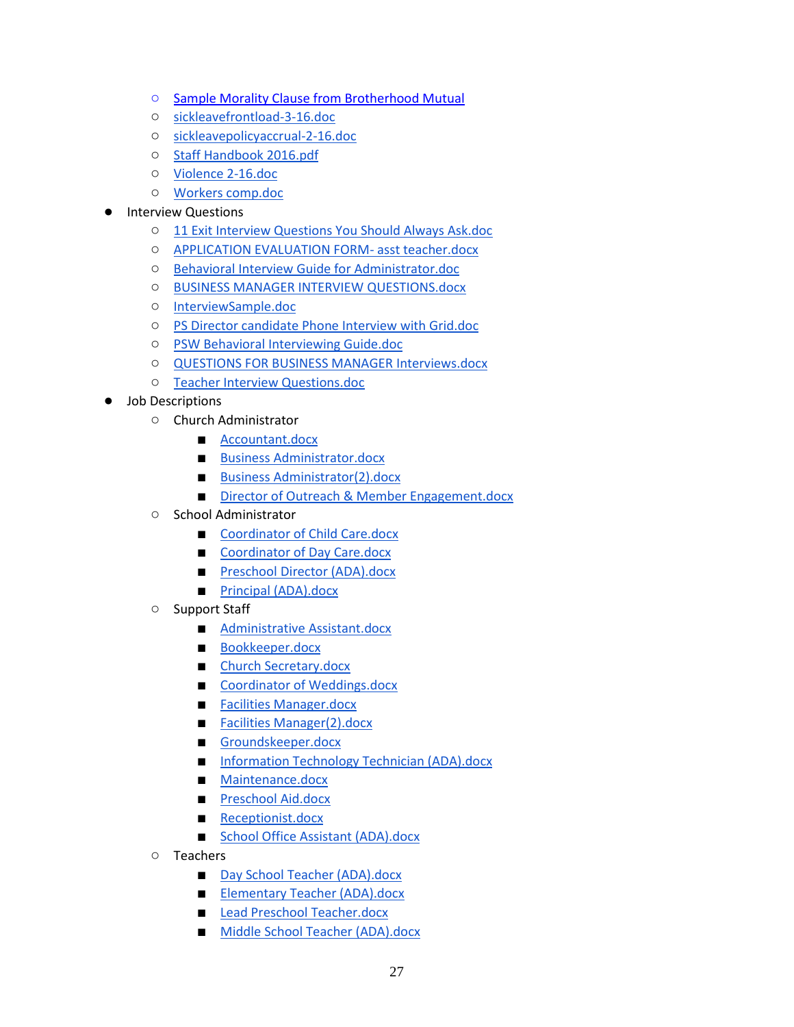- Sample Morality Clause from Brotherhood Mutual
    - sickleavefrontload-3-16.doc
    - sickleavepolicyaccrual-2-16.doc
    - Staff Handbook 2016.pdf
    - Violence 2-16.doc
    - Workers comp.doc
- Interview Questions
    - 11 Exit Interview Questions You Should Always Ask.doc
    - APPLICATION EVALUATION FORM- asst teacher.docx
    - Behavioral Interview Guide for Administrator.doc
    - BUSINESS MANAGER INTERVIEW QUESTIONS.docx
    - InterviewSample.doc
    - PS Director candidate Phone Interview with Grid.doc
    - PSW Behavioral Interviewing Guide.doc
    - QUESTIONS FOR BUSINESS MANAGER Interviews.docx
    - Teacher Interview Questions.doc
- Job Descriptions
    - Church Administrator
        - Accountant.docx
        - Business Administrator.docx
        - Business Administrator(2).docx
        - Director of Outreach & Member Engagement.docx
    - School Administrator
        - Coordinator of Child Care.docx
        - Coordinator of Day Care.docx
        - Preschool Director (ADA).docx
        - Principal (ADA).docx
    - Support Staff
        - Administrative Assistant.docx
        - Bookkeeper.docx
        - Church Secretary.docx
        - Coordinator of Weddings.docx
        - Facilities Manager.docx
        - Facilities Manager(2).docx
        - Groundskeeper.docx
        - Information Technology Technician (ADA).docx
        - Maintenance.docx
        - Preschool Aid.docx
        - Receptionist.docx
        - School Office Assistant (ADA).docx
    - Teachers
        - Day School Teacher (ADA).docx
        - Elementary Teacher (ADA).docx
        - Lead Preschool Teacher.docx
        - Middle School Teacher (ADA).docx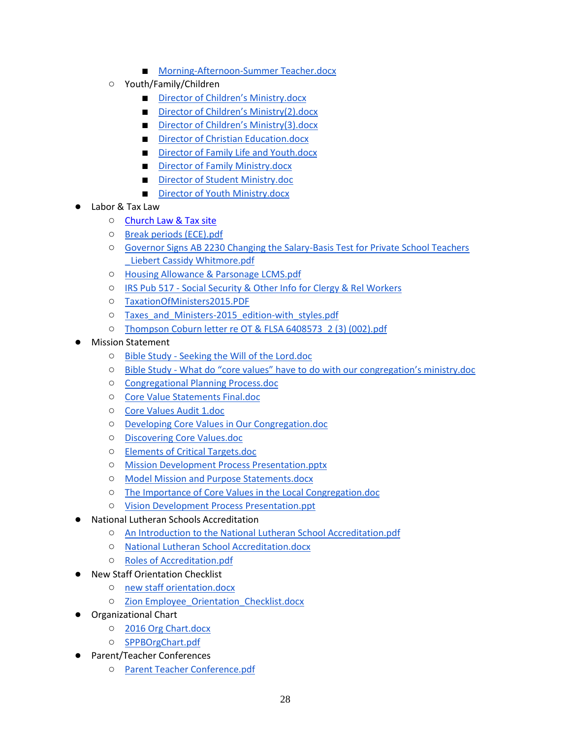- Morning-Afternoon-Summer Teacher.docx
    - Youth/Family/Children
        - Director of Children's Ministry.docx
        - Director of Children's Ministry(2).docx
        - Director of Children's Ministry(3).docx
        - Director of Christian Education.docx
        - Director of Family Life and Youth.docx
        - Director of Family Ministry.docx
        - Director of Student Ministry.doc
        - Director of Youth Ministry.docx
- Labor & Tax Law
    - Church Law & Tax site
    - Break periods (ECE).pdf
    - Governor Signs AB 2230 Changing the Salary-Basis Test for Private School Teachers _Liebert Cassidy Whitmore.pdf
    - Housing Allowance & Parsonage LCMS.pdf
    - IRS Pub 517 - Social Security & Other Info for Clergy & Rel Workers
    - TaxationOfMinisters2015.PDF
    - Taxes_and_Ministers-2015_edition-with_styles.pdf
    - Thompson Coburn letter re OT & FLSA 6408573_2 (3) (002).pdf
- Mission Statement
    - Bible Study - Seeking the Will of the Lord.doc
    - Bible Study - What do "core values" have to do with our congregation's ministry.doc
    - Congregational Planning Process.doc
    - Core Value Statements Final.doc
    - Core Values Audit 1.doc
    - Developing Core Values in Our Congregation.doc
    - Discovering Core Values.doc
    - Elements of Critical Targets.doc
    - Mission Development Process Presentation.pptx
    - Model Mission and Purpose Statements.docx
    - The Importance of Core Values in the Local Congregation.doc
    - Vision Development Process Presentation.ppt
- National Lutheran Schools Accreditation
    - An Introduction to the National Lutheran School Accreditation.pdf
    - National Lutheran School Accreditation.docx
    - Roles of Accreditation.pdf
- New Staff Orientation Checklist
    - new staff orientation.docx
    - Zion Employee_Orientation_Checklist.docx
- Organizational Chart
    - 2016 Org Chart.docx
    - SPPBOrgChart.pdf
- Parent/Teacher Conferences
    - Parent Teacher Conference.pdf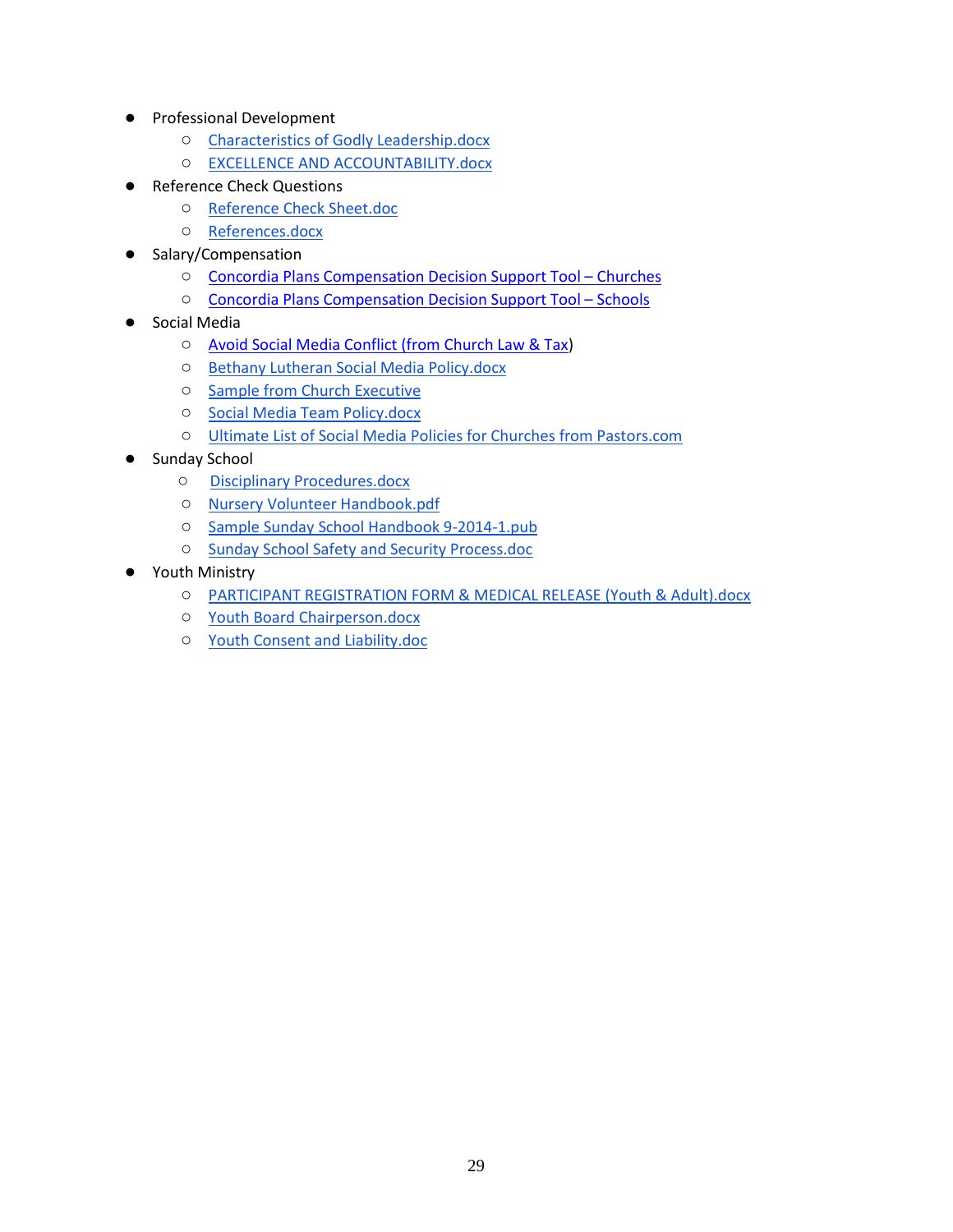- Professional Development
  - Characteristics of Godly Leadership.docx
  - EXCELLENCE AND ACCOUNTABILITY.docx
- Reference Check Questions
  - Reference Check Sheet.doc
  - References.docx
- Salary/Compensation
  - Concordia Plans Compensation Decision Support Tool – Churches
  - Concordia Plans Compensation Decision Support Tool – Schools
- Social Media
  - Avoid Social Media Conflict (from Church Law & Tax)
  - Bethany Lutheran Social Media Policy.docx
  - Sample from Church Executive
  - Social Media Team Policy.docx
  - Ultimate List of Social Media Policies for Churches from Pastors.com
- Sunday School
  - Disciplinary Procedures.docx
  - Nursery Volunteer Handbook.pdf
  - Sample Sunday School Handbook 9-2014-1.pub
  - Sunday School Safety and Security Process.doc
- Youth Ministry
  - PARTICIPANT REGISTRATION FORM & MEDICAL RELEASE (Youth & Adult).docx
  - Youth Board Chairperson.docx
  - Youth Consent and Liability.doc